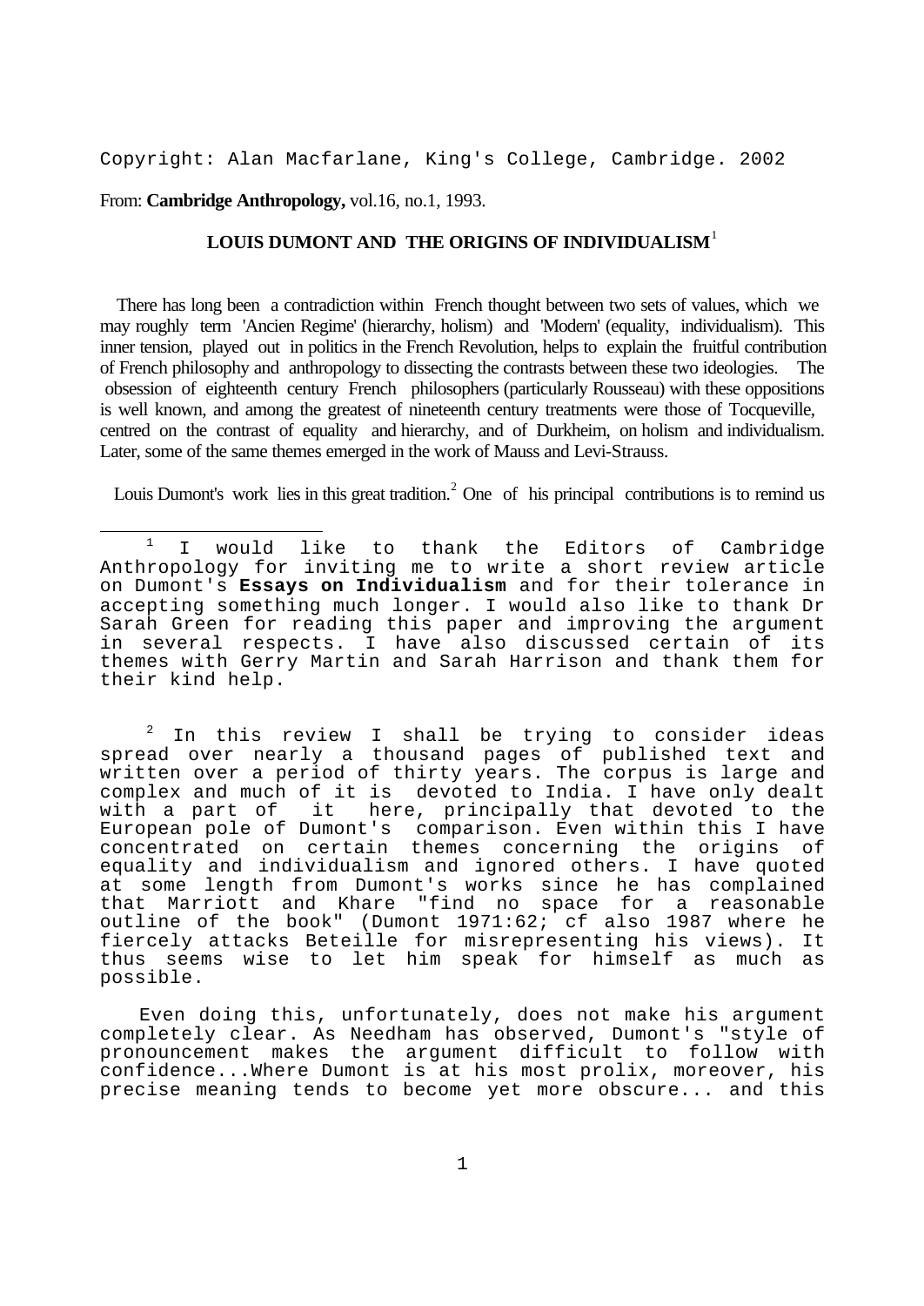Copyright: Alan Macfarlane, King's College, Cambridge. 2002

From: **Cambridge Anthropology,** vol.16, no.1, 1993.

## LOUIS DUMONT AND THE ORIGINS OF INDIVIDUALISM[1]

There has long been a contradiction within French thought between two sets of values, which we may roughly term 'Ancien Regime' (hierarchy, holism) and 'Modern' (equality, individualism). This inner tension, played out in politics in the French Revolution, helps to explain the fruitful contribution of French philosophy and anthropology to dissecting the contrasts between these two ideologies. The obsession of eighteenth century French philosophers (particularly Rousseau) with these oppositions is well known, and among the greatest of nineteenth century treatments were those of Tocqueville, centred on the contrast of equality and hierarchy, and of Durkheim, on holism and individualism. Later, some of the same themes emerged in the work of Mauss and Levi-Strauss.

Louis Dumont's work lies in this great tradition.[2] One of his principal contributions is to remind us

---

[1] I would like to thank the Editors of Cambridge Anthropology for inviting me to write a short review article on Dumont's **Essays on Individualism** and for their tolerance in accepting something much longer. I would also like to thank Dr Sarah Green for reading this paper and improving the argument in several respects. I have also discussed certain of its themes with Gerry Martin and Sarah Harrison and thank them for their kind help.

[2] In this review I shall be trying to consider ideas spread over nearly a thousand pages of published text and written over a period of thirty years. The corpus is large and complex and much of it is devoted to India. I have only dealt with a part of it here, principally that devoted to the European pole of Dumont's comparison. Even within this I have concentrated on certain themes concerning the origins of equality and individualism and ignored others. I have quoted at some length from Dumont's works since he has complained that Marriott and Khare "find no space for a reasonable outline of the book" (Dumont 1971:62; cf also 1987 where he fiercely attacks Beteille for misrepresenting his views). It thus seems wise to let him speak for himself as much as possible.

Even doing this, unfortunately, does not make his argument completely clear. As Needham has observed, Dumont's "style of pronouncement makes the argument difficult to follow with confidence...Where Dumont is at his most prolix, moreover, his precise meaning tends to become yet more obscure... and this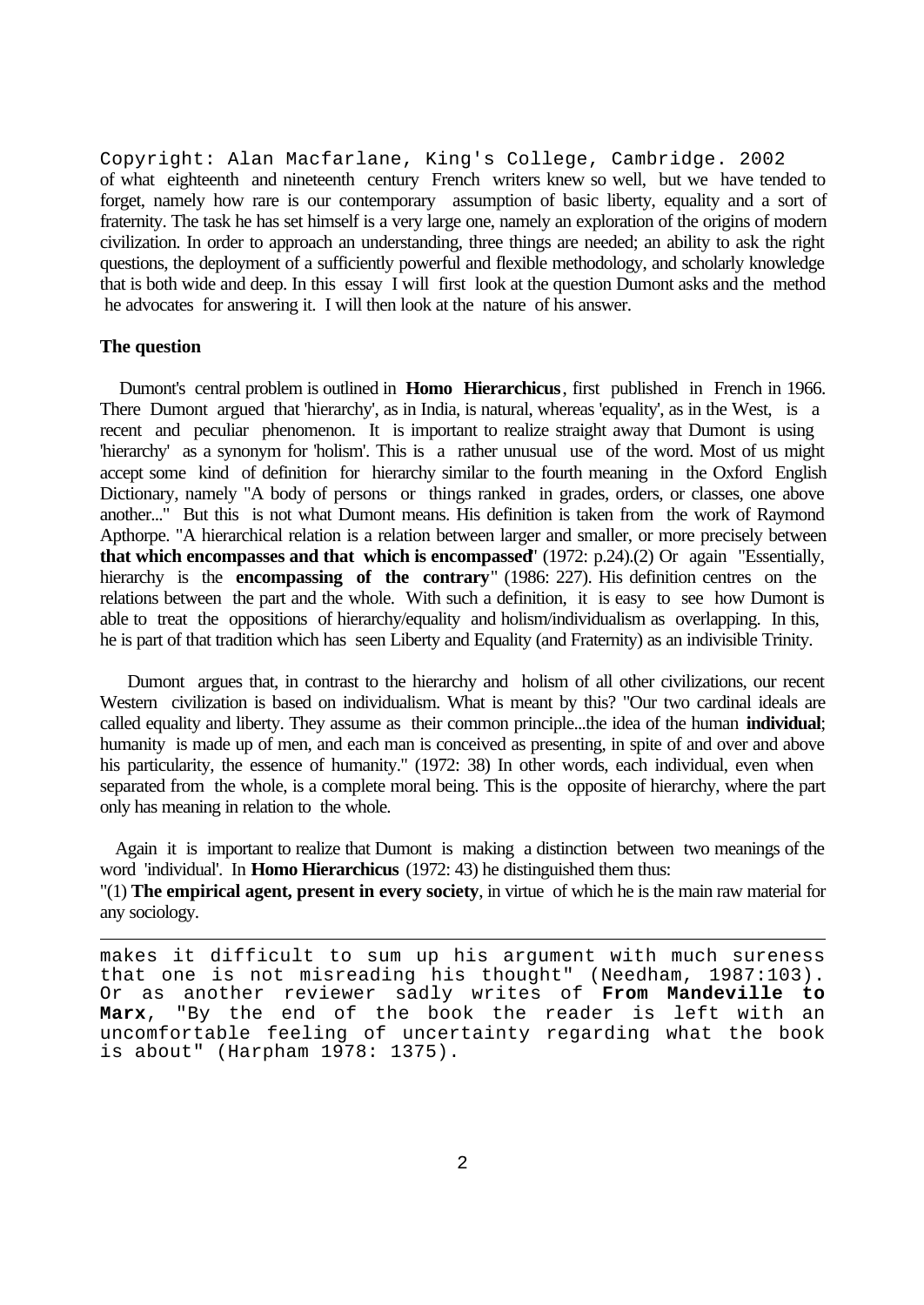Copyright: Alan Macfarlane, King's College, Cambridge. 2002

of what eighteenth and nineteenth century French writers knew so well, but we have tended to forget, namely how rare is our contemporary assumption of basic liberty, equality and a sort of fraternity. The task he has set himself is a very large one, namely an exploration of the origins of modern civilization. In order to approach an understanding, three things are needed; an ability to ask the right questions, the deployment of a sufficiently powerful and flexible methodology, and scholarly knowledge that is both wide and deep. In this essay I will first look at the question Dumont asks and the method he advocates for answering it. I will then look at the nature of his answer.

**The question**

Dumont's central problem is outlined in **Homo Hierarchicus**, first published in French in 1966. There Dumont argued that 'hierarchy', as in India, is natural, whereas 'equality', as in the West, is a recent and peculiar phenomenon. It is important to realize straight away that Dumont is using 'hierarchy' as a synonym for 'holism'. This is a rather unusual use of the word. Most of us might accept some kind of definition for hierarchy similar to the fourth meaning in the Oxford English Dictionary, namely "A body of persons or things ranked in grades, orders, or classes, one above another..." But this is not what Dumont means. His definition is taken from the work of Raymond Apthorpe. "A hierarchical relation is a relation between larger and smaller, or more precisely between **that which encompasses and that which is encompassed**" (1972: p.24).(2) Or again "Essentially, hierarchy is the **encompassing of the contrary**" (1986: 227). His definition centres on the relations between the part and the whole. With such a definition, it is easy to see how Dumont is able to treat the oppositions of hierarchy/equality and holism/individualism as overlapping. In this, he is part of that tradition which has seen Liberty and Equality (and Fraternity) as an indivisible Trinity.

Dumont argues that, in contrast to the hierarchy and holism of all other civilizations, our recent Western civilization is based on individualism. What is meant by this? "Our two cardinal ideals are called equality and liberty. They assume as their common principle...the idea of the human **individual**; humanity is made up of men, and each man is conceived as presenting, in spite of and over and above his particularity, the essence of humanity." (1972: 38) In other words, each individual, even when separated from the whole, is a complete moral being. This is the opposite of hierarchy, where the part only has meaning in relation to the whole.

Again it is important to realize that Dumont is making a distinction between two meanings of the word 'individual'. In **Homo Hierarchicus** (1972: 43) he distinguished them thus:

"(1) **The empirical agent, present in every society**, in virtue of which he is the main raw material for any sociology.

---

makes it difficult to sum up his argument with much sureness that one is not misreading his thought" (Needham, 1987:103). Or as another reviewer sadly writes of **From Mandeville to Marx**, "By the end of the book the reader is left with an uncomfortable feeling of uncertainty regarding what the book is about" (Harpham 1978: 1375).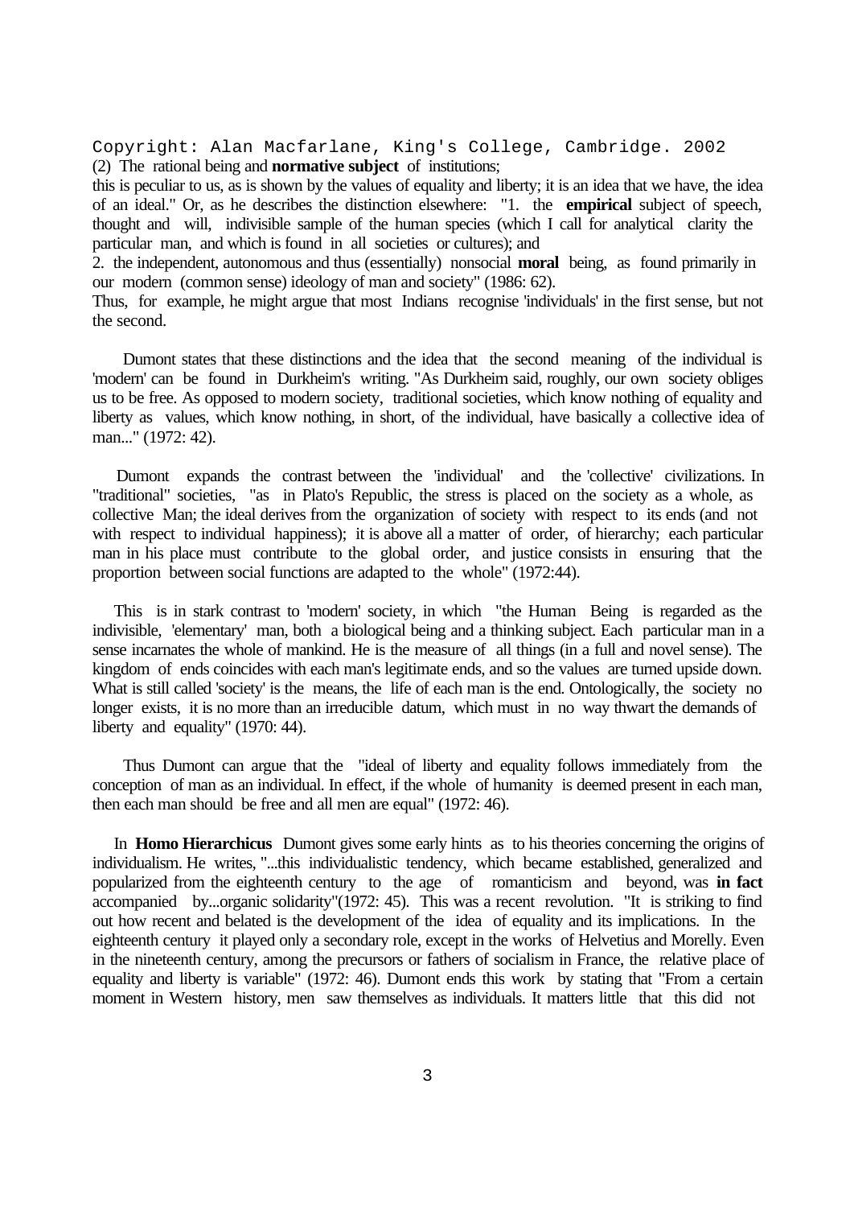Copyright: Alan Macfarlane, King's College, Cambridge. 2002

(2) The rational being and **normative subject** of institutions; this is peculiar to us, as is shown by the values of equality and liberty; it is an idea that we have, the idea of an ideal." Or, as he describes the distinction elsewhere: "1. the **empirical** subject of speech, thought and will, indivisible sample of the human species (which I call for analytical clarity the particular man, and which is found in all societies or cultures); and

2. the independent, autonomous and thus (essentially) nonsocial **moral** being, as found primarily in our modern (common sense) ideology of man and society" (1986: 62).

Thus, for example, he might argue that most Indians recognise 'individuals' in the first sense, but not the second.

Dumont states that these distinctions and the idea that the second meaning of the individual is 'modern' can be found in Durkheim's writing. "As Durkheim said, roughly, our own society obliges us to be free. As opposed to modern society, traditional societies, which know nothing of equality and liberty as values, which know nothing, in short, of the individual, have basically a collective idea of man..." (1972: 42).

Dumont expands the contrast between the 'individual' and the 'collective' civilizations. In "traditional" societies, "as in Plato's Republic, the stress is placed on the society as a whole, as collective Man; the ideal derives from the organization of society with respect to its ends (and not with respect to individual happiness); it is above all a matter of order, of hierarchy; each particular man in his place must contribute to the global order, and justice consists in ensuring that the proportion between social functions are adapted to the whole" (1972:44).

This is in stark contrast to 'modern' society, in which "the Human Being is regarded as the indivisible, 'elementary' man, both a biological being and a thinking subject. Each particular man in a sense incarnates the whole of mankind. He is the measure of all things (in a full and novel sense). The kingdom of ends coincides with each man's legitimate ends, and so the values are turned upside down. What is still called 'society' is the means, the life of each man is the end. Ontologically, the society no longer exists, it is no more than an irreducible datum, which must in no way thwart the demands of liberty and equality" (1970: 44).

Thus Dumont can argue that the "ideal of liberty and equality follows immediately from the conception of man as an individual. In effect, if the whole of humanity is deemed present in each man, then each man should be free and all men are equal" (1972: 46).

In **Homo Hierarchicus** Dumont gives some early hints as to his theories concerning the origins of individualism. He writes, "...this individualistic tendency, which became established, generalized and popularized from the eighteenth century to the age of romanticism and beyond, was **in fact** accompanied by...organic solidarity"(1972: 45). This was a recent revolution. "It is striking to find out how recent and belated is the development of the idea of equality and its implications. In the eighteenth century it played only a secondary role, except in the works of Helvetius and Morelly. Even in the nineteenth century, among the precursors or fathers of socialism in France, the relative place of equality and liberty is variable" (1972: 46). Dumont ends this work by stating that "From a certain moment in Western history, men saw themselves as individuals. It matters little that this did not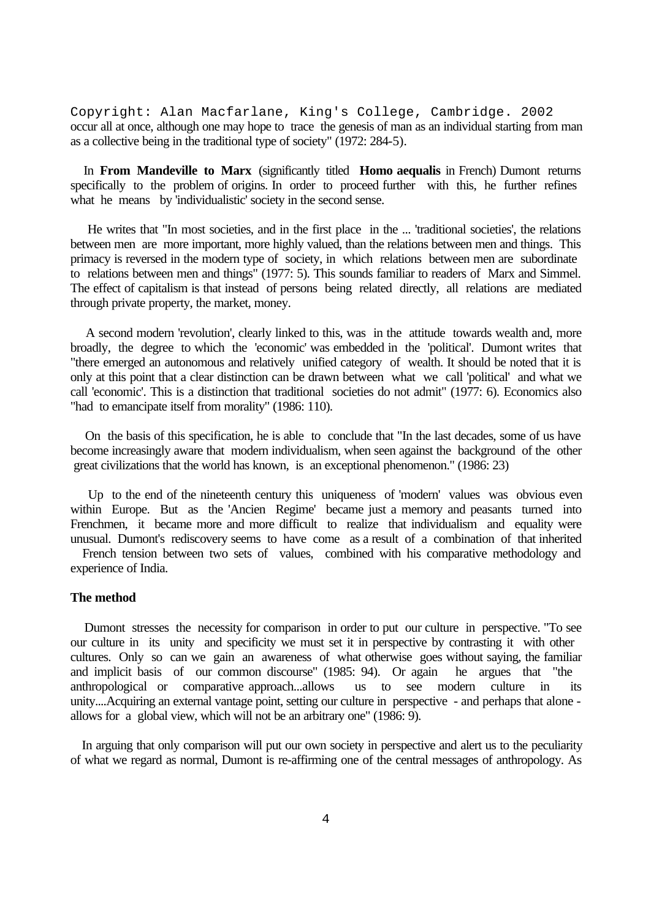occur all at once, although one may hope to trace the genesis of man as an individual starting from man as a collective being in the traditional type of society" (1972: 284-5).

In **From Mandeville to Marx** (significantly titled **Homo aequalis** in French) Dumont returns specifically to the problem of origins. In order to proceed further with this, he further refines what he means by 'individualistic' society in the second sense.

He writes that "In most societies, and in the first place in the ... 'traditional societies', the relations between men are more important, more highly valued, than the relations between men and things. This primacy is reversed in the modern type of society, in which relations between men are subordinate to relations between men and things" (1977: 5). This sounds familiar to readers of Marx and Simmel. The effect of capitalism is that instead of persons being related directly, all relations are mediated through private property, the market, money.

A second modern 'revolution', clearly linked to this, was in the attitude towards wealth and, more broadly, the degree to which the 'economic' was embedded in the 'political'. Dumont writes that "there emerged an autonomous and relatively unified category of wealth. It should be noted that it is only at this point that a clear distinction can be drawn between what we call 'political' and what we call 'economic'. This is a distinction that traditional societies do not admit" (1977: 6). Economics also "had to emancipate itself from morality" (1986: 110).

On the basis of this specification, he is able to conclude that "In the last decades, some of us have become increasingly aware that modern individualism, when seen against the background of the other great civilizations that the world has known, is an exceptional phenomenon." (1986: 23)

Up to the end of the nineteenth century this uniqueness of 'modern' values was obvious even within Europe. But as the 'Ancien Regime' became just a memory and peasants turned into Frenchmen, it became more and more difficult to realize that individualism and equality were unusual. Dumont's rediscovery seems to have come as a result of a combination of that inherited French tension between two sets of values, combined with his comparative methodology and experience of India.

### The method

Dumont stresses the necessity for comparison in order to put our culture in perspective. "To see our culture in its unity and specificity we must set it in perspective by contrasting it with other cultures. Only so can we gain an awareness of what otherwise goes without saying, the familiar and implicit basis of our common discourse" (1985: 94). Or again he argues that "the anthropological or comparative approach...allows us to see modern culture in its unity....Acquiring an external vantage point, setting our culture in perspective - and perhaps that alone - allows for a global view, which will not be an arbitrary one" (1986: 9).

In arguing that only comparison will put our own society in perspective and alert us to the peculiarity of what we regard as normal, Dumont is re-affirming one of the central messages of anthropology. As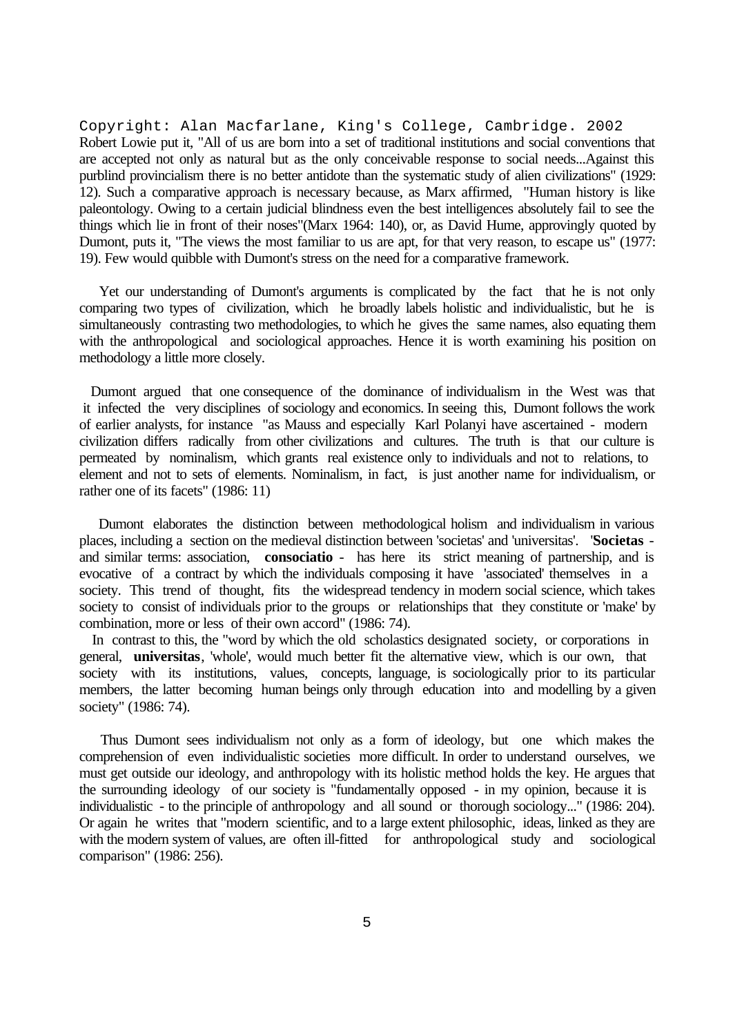Copyright: Alan Macfarlane, King's College, Cambridge. 2002

Robert Lowie put it, "All of us are born into a set of traditional institutions and social conventions that are accepted not only as natural but as the only conceivable response to social needs...Against this purblind provincialism there is no better antidote than the systematic study of alien civilizations" (1929: 12). Such a comparative approach is necessary because, as Marx affirmed, "Human history is like paleontology. Owing to a certain judicial blindness even the best intelligences absolutely fail to see the things which lie in front of their noses"(Marx 1964: 140), or, as David Hume, approvingly quoted by Dumont, puts it, "The views the most familiar to us are apt, for that very reason, to escape us" (1977: 19). Few would quibble with Dumont's stress on the need for a comparative framework.

Yet our understanding of Dumont's arguments is complicated by the fact that he is not only comparing two types of civilization, which he broadly labels holistic and individualistic, but he is simultaneously contrasting two methodologies, to which he gives the same names, also equating them with the anthropological and sociological approaches. Hence it is worth examining his position on methodology a little more closely.

Dumont argued that one consequence of the dominance of individualism in the West was that it infected the very disciplines of sociology and economics. In seeing this, Dumont follows the work of earlier analysts, for instance "as Mauss and especially Karl Polanyi have ascertained - modern civilization differs radically from other civilizations and cultures. The truth is that our culture is permeated by nominalism, which grants real existence only to individuals and not to relations, to element and not to sets of elements. Nominalism, in fact, is just another name for individualism, or rather one of its facets" (1986: 11)

Dumont elaborates the distinction between methodological holism and individualism in various places, including a section on the medieval distinction between 'societas' and 'universitas'. '**Societas** - and similar terms: association, **consociatio** - has here its strict meaning of partnership, and is evocative of a contract by which the individuals composing it have 'associated' themselves in a society. This trend of thought, fits the widespread tendency in modern social science, which takes society to consist of individuals prior to the groups or relationships that they constitute or 'make' by combination, more or less of their own accord" (1986: 74).

In contrast to this, the "word by which the old scholastics designated society, or corporations in general, **universitas**, 'whole', would much better fit the alternative view, which is our own, that society with its institutions, values, concepts, language, is sociologically prior to its particular members, the latter becoming human beings only through education into and modelling by a given society" (1986: 74).

Thus Dumont sees individualism not only as a form of ideology, but one which makes the comprehension of even individualistic societies more difficult. In order to understand ourselves, we must get outside our ideology, and anthropology with its holistic method holds the key. He argues that the surrounding ideology of our society is "fundamentally opposed - in my opinion, because it is individualistic - to the principle of anthropology and all sound or thorough sociology..." (1986: 204). Or again he writes that "modern scientific, and to a large extent philosophic, ideas, linked as they are with the modern system of values, are often ill-fitted for anthropological study and sociological comparison" (1986: 256).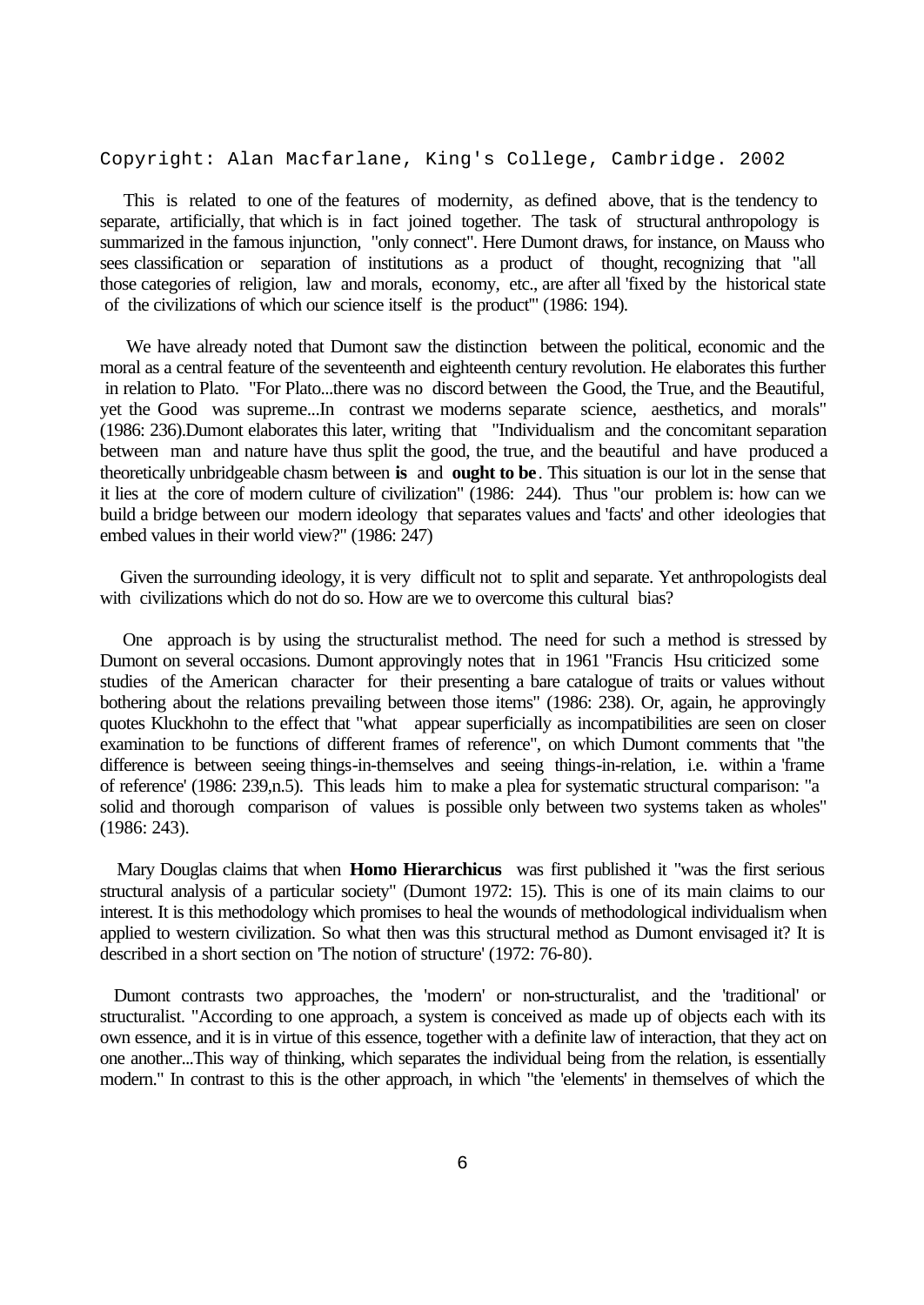Copyright: Alan Macfarlane, King's College, Cambridge. 2002

This is related to one of the features of modernity, as defined above, that is the tendency to separate, artificially, that which is in fact joined together. The task of structural anthropology is summarized in the famous injunction, "only connect". Here Dumont draws, for instance, on Mauss who sees classification or separation of institutions as a product of thought, recognizing that "all those categories of religion, law and morals, economy, etc., are after all 'fixed by the historical state of the civilizations of which our science itself is the product'" (1986: 194).

We have already noted that Dumont saw the distinction between the political, economic and the moral as a central feature of the seventeenth and eighteenth century revolution. He elaborates this further in relation to Plato. "For Plato...there was no discord between the Good, the True, and the Beautiful, yet the Good was supreme...In contrast we moderns separate science, aesthetics, and morals" (1986: 236).Dumont elaborates this later, writing that "Individualism and the concomitant separation between man and nature have thus split the good, the true, and the beautiful and have produced a theoretically unbridgeable chasm between **is** and **ought to be**. This situation is our lot in the sense that it lies at the core of modern culture of civilization" (1986: 244). Thus "our problem is: how can we build a bridge between our modern ideology that separates values and 'facts' and other ideologies that embed values in their world view?" (1986: 247)

Given the surrounding ideology, it is very difficult not to split and separate. Yet anthropologists deal with civilizations which do not do so. How are we to overcome this cultural bias?

One approach is by using the structuralist method. The need for such a method is stressed by Dumont on several occasions. Dumont approvingly notes that in 1961 "Francis Hsu criticized some studies of the American character for their presenting a bare catalogue of traits or values without bothering about the relations prevailing between those items" (1986: 238). Or, again, he approvingly quotes Kluckhohn to the effect that "what appear superficially as incompatibilities are seen on closer examination to be functions of different frames of reference", on which Dumont comments that "the difference is between seeing things-in-themselves and seeing things-in-relation, i.e. within a 'frame of reference' (1986: 239,n.5). This leads him to make a plea for systematic structural comparison: "a solid and thorough comparison of values is possible only between two systems taken as wholes" (1986: 243).

Mary Douglas claims that when **Homo Hierarchicus** was first published it "was the first serious structural analysis of a particular society" (Dumont 1972: 15). This is one of its main claims to our interest. It is this methodology which promises to heal the wounds of methodological individualism when applied to western civilization. So what then was this structural method as Dumont envisaged it? It is described in a short section on 'The notion of structure' (1972: 76-80).

Dumont contrasts two approaches, the 'modern' or non-structuralist, and the 'traditional' or structuralist. "According to one approach, a system is conceived as made up of objects each with its own essence, and it is in virtue of this essence, together with a definite law of interaction, that they act on one another...This way of thinking, which separates the individual being from the relation, is essentially modern." In contrast to this is the other approach, in which "the 'elements' in themselves of which the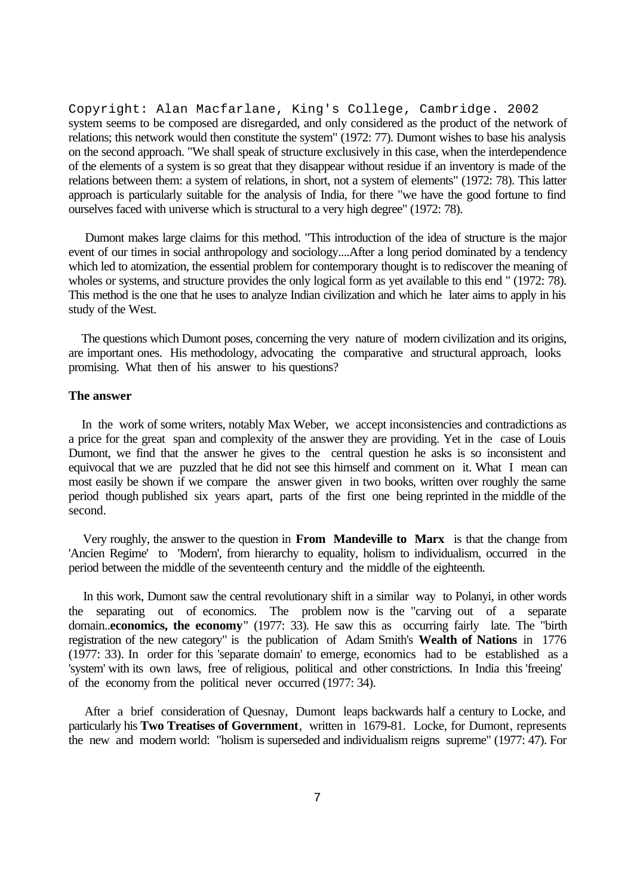system seems to be composed are disregarded, and only considered as the product of the network of relations; this network would then constitute the system" (1972: 77). Dumont wishes to base his analysis on the second approach. "We shall speak of structure exclusively in this case, when the interdependence of the elements of a system is so great that they disappear without residue if an inventory is made of the relations between them: a system of relations, in short, not a system of elements" (1972: 78). This latter approach is particularly suitable for the analysis of India, for there "we have the good fortune to find ourselves faced with universe which is structural to a very high degree" (1972: 78).

Dumont makes large claims for this method. "This introduction of the idea of structure is the major event of our times in social anthropology and sociology....After a long period dominated by a tendency which led to atomization, the essential problem for contemporary thought is to rediscover the meaning of wholes or systems, and structure provides the only logical form as yet available to this end " (1972: 78). This method is the one that he uses to analyze Indian civilization and which he later aims to apply in his study of the West.

The questions which Dumont poses, concerning the very nature of modern civilization and its origins, are important ones. His methodology, advocating the comparative and structural approach, looks promising. What then of his answer to his questions?

**The answer**

In the work of some writers, notably Max Weber, we accept inconsistencies and contradictions as a price for the great span and complexity of the answer they are providing. Yet in the case of Louis Dumont, we find that the answer he gives to the central question he asks is so inconsistent and equivocal that we are puzzled that he did not see this himself and comment on it. What I mean can most easily be shown if we compare the answer given in two books, written over roughly the same period though published six years apart, parts of the first one being reprinted in the middle of the second.

Very roughly, the answer to the question in **From Mandeville to Marx** is that the change from 'Ancien Regime' to 'Modern', from hierarchy to equality, holism to individualism, occurred in the period between the middle of the seventeenth century and the middle of the eighteenth.

In this work, Dumont saw the central revolutionary shift in a similar way to Polanyi, in other words the separating out of economics. The problem now is the "carving out of a separate domain..**economics, the economy**" (1977: 33). He saw this as occurring fairly late. The "birth registration of the new category" is the publication of Adam Smith's **Wealth of Nations** in 1776 (1977: 33). In order for this 'separate domain' to emerge, economics had to be established as a 'system' with its own laws, free of religious, political and other constrictions. In India this 'freeing' of the economy from the political never occurred (1977: 34).

After a brief consideration of Quesnay, Dumont leaps backwards half a century to Locke, and particularly his **Two Treatises of Government**, written in 1679-81. Locke, for Dumont, represents the new and modern world: "holism is superseded and individualism reigns supreme" (1977: 47). For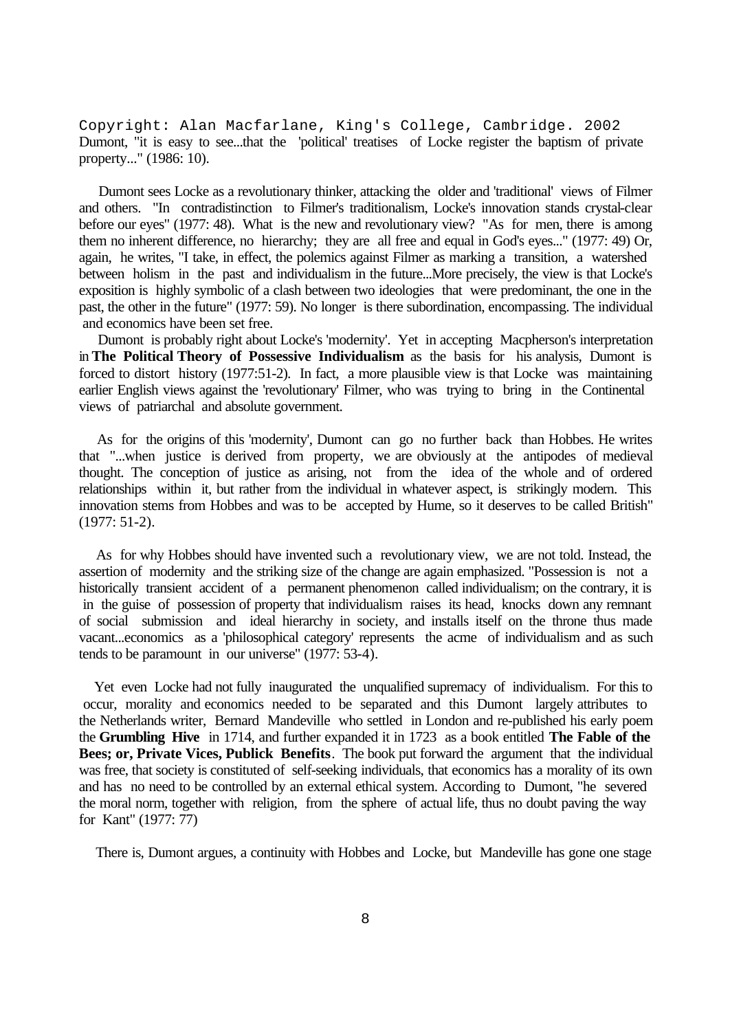Copyright: Alan Macfarlane, King's College, Cambridge. 2002

Dumont, "it is easy to see...that the 'political' treatises of Locke register the baptism of private property..." (1986: 10).

Dumont sees Locke as a revolutionary thinker, attacking the older and 'traditional' views of Filmer and others. "In contradistinction to Filmer's traditionalism, Locke's innovation stands crystal-clear before our eyes" (1977: 48). What is the new and revolutionary view? "As for men, there is among them no inherent difference, no hierarchy; they are all free and equal in God's eyes..." (1977: 49) Or, again, he writes, "I take, in effect, the polemics against Filmer as marking a transition, a watershed between holism in the past and individualism in the future...More precisely, the view is that Locke's exposition is highly symbolic of a clash between two ideologies that were predominant, the one in the past, the other in the future" (1977: 59). No longer is there subordination, encompassing. The individual and economics have been set free.

Dumont is probably right about Locke's 'modernity'. Yet in accepting Macpherson's interpretation in **The Political Theory of Possessive Individualism** as the basis for his analysis, Dumont is forced to distort history (1977:51-2). In fact, a more plausible view is that Locke was maintaining earlier English views against the 'revolutionary' Filmer, who was trying to bring in the Continental views of patriarchal and absolute government.

As for the origins of this 'modernity', Dumont can go no further back than Hobbes. He writes that "...when justice is derived from property, we are obviously at the antipodes of medieval thought. The conception of justice as arising, not from the idea of the whole and of ordered relationships within it, but rather from the individual in whatever aspect, is strikingly modern. This innovation stems from Hobbes and was to be accepted by Hume, so it deserves to be called British" (1977: 51-2).

As for why Hobbes should have invented such a revolutionary view, we are not told. Instead, the assertion of modernity and the striking size of the change are again emphasized. "Possession is not a historically transient accident of a permanent phenomenon called individualism; on the contrary, it is in the guise of possession of property that individualism raises its head, knocks down any remnant of social submission and ideal hierarchy in society, and installs itself on the throne thus made vacant...economics as a 'philosophical category' represents the acme of individualism and as such tends to be paramount in our universe" (1977: 53-4).

Yet even Locke had not fully inaugurated the unqualified supremacy of individualism. For this to occur, morality and economics needed to be separated and this Dumont largely attributes to the Netherlands writer, Bernard Mandeville who settled in London and re-published his early poem the **Grumbling Hive** in 1714, and further expanded it in 1723 as a book entitled **The Fable of the Bees; or, Private Vices, Publick Benefits**. The book put forward the argument that the individual was free, that society is constituted of self-seeking individuals, that economics has a morality of its own and has no need to be controlled by an external ethical system. According to Dumont, "he severed the moral norm, together with religion, from the sphere of actual life, thus no doubt paving the way for Kant" (1977: 77)

There is, Dumont argues, a continuity with Hobbes and Locke, but Mandeville has gone one stage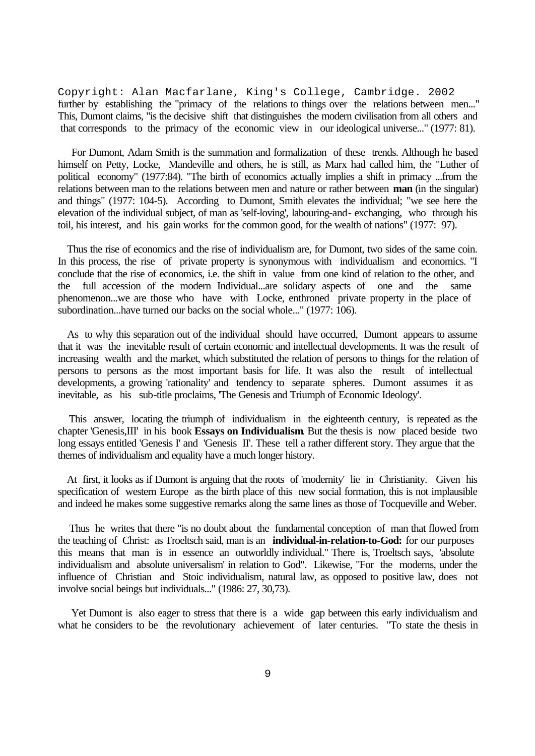further by establishing the "primacy of the relations to things over the relations between men..." This, Dumont claims, "is the decisive shift that distinguishes the modern civilisation from all others and that corresponds to the primacy of the economic view in our ideological universe..." (1977: 81).

For Dumont, Adam Smith is the summation and formalization of these trends. Although he based himself on Petty, Locke, Mandeville and others, he is still, as Marx had called him, the "Luther of political economy" (1977:84). "The birth of economics actually implies a shift in primacy ...from the relations between man to the relations between men and nature or rather between **man** (in the singular) and things" (1977: 104-5). According to Dumont, Smith elevates the individual; "we see here the elevation of the individual subject, of man as 'self-loving', labouring-and-exchanging, who through his toil, his interest, and his gain works for the common good, for the wealth of nations" (1977: 97).

Thus the rise of economics and the rise of individualism are, for Dumont, two sides of the same coin. In this process, the rise of private property is synonymous with individualism and economics. "I conclude that the rise of economics, i.e. the shift in value from one kind of relation to the other, and the full accession of the modern Individual...are solidary aspects of one and the same phenomenon...we are those who have with Locke, enthroned private property in the place of subordination...have turned our backs on the social whole..." (1977: 106).

As to why this separation out of the individual should have occurred, Dumont appears to assume that it was the inevitable result of certain economic and intellectual developments. It was the result of increasing wealth and the market, which substituted the relation of persons to things for the relation of persons to persons as the most important basis for life. It was also the result of intellectual developments, a growing 'rationality' and tendency to separate spheres. Dumont assumes it as inevitable, as his sub-title proclaims, 'The Genesis and Triumph of Economic Ideology'.

This answer, locating the triumph of individualism in the eighteenth century, is repeated as the chapter 'Genesis,III' in his book **Essays on Individualism**. But the thesis is now placed beside two long essays entitled 'Genesis I' and 'Genesis II'. These tell a rather different story. They argue that the themes of individualism and equality have a much longer history.

At first, it looks as if Dumont is arguing that the roots of 'modernity' lie in Christianity. Given his specification of western Europe as the birth place of this new social formation, this is not implausible and indeed he makes some suggestive remarks along the same lines as those of Tocqueville and Weber.

Thus he writes that there "is no doubt about the fundamental conception of man that flowed from the teaching of Christ: as Troeltsch said, man is an **individual-in-relation-to-God:** for our purposes this means that man is in essence an outworldly individual." There is, Troeltsch says, 'absolute individualism and absolute universalism' in relation to God". Likewise, "For the moderns, under the influence of Christian and Stoic individualism, natural law, as opposed to positive law, does not involve social beings but individuals..." (1986: 27, 30,73).

Yet Dumont is also eager to stress that there is a wide gap between this early individualism and what he considers to be the revolutionary achievement of later centuries. "To state the thesis in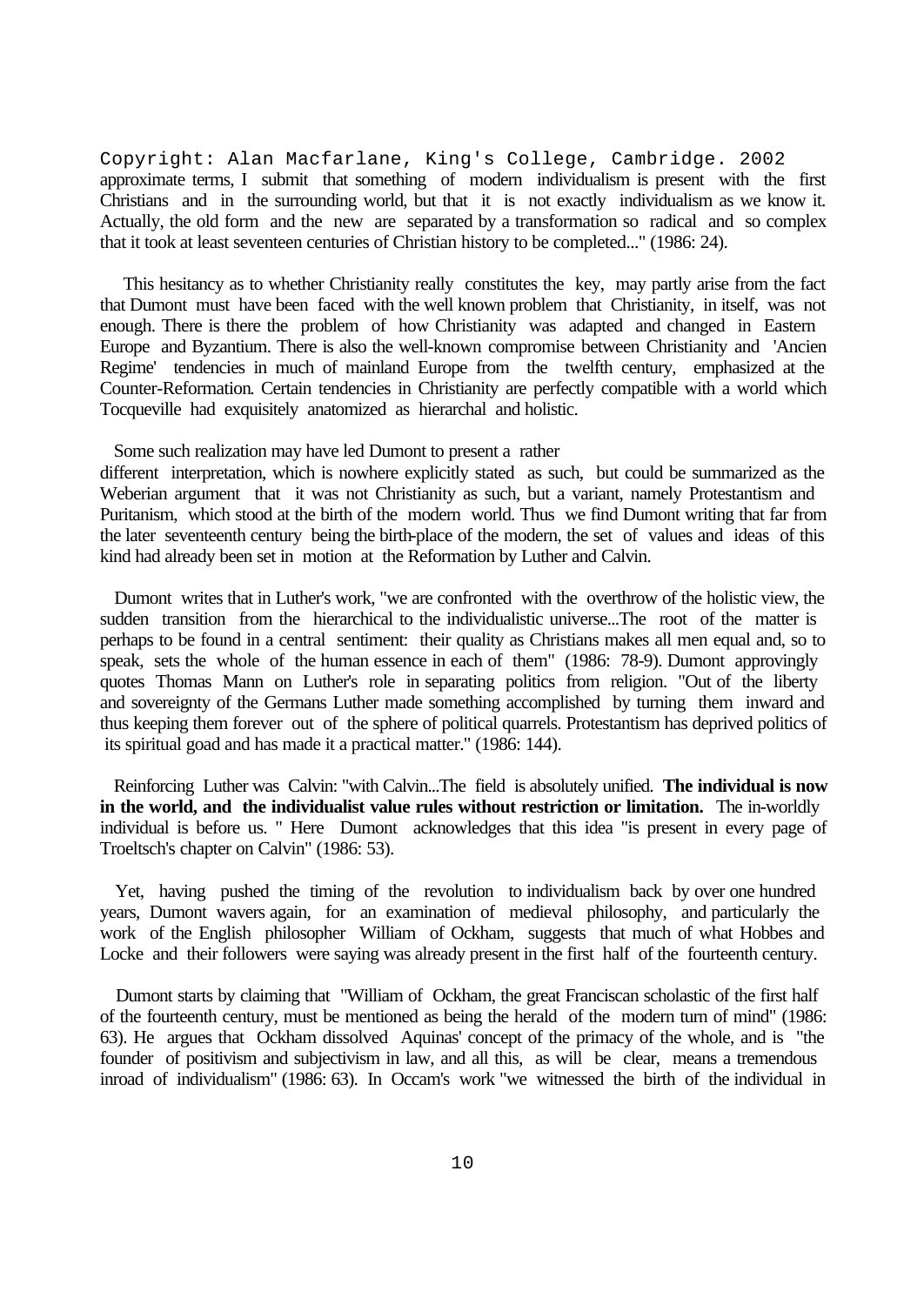approximate terms, I submit that something of modern individualism is present with the first Christians and in the surrounding world, but that it is not exactly individualism as we know it. Actually, the old form and the new are separated by a transformation so radical and so complex that it took at least seventeen centuries of Christian history to be completed..." (1986: 24).

This hesitancy as to whether Christianity really constitutes the key, may partly arise from the fact that Dumont must have been faced with the well known problem that Christianity, in itself, was not enough. There is there the problem of how Christianity was adapted and changed in Eastern Europe and Byzantium. There is also the well-known compromise between Christianity and 'Ancien Regime' tendencies in much of mainland Europe from the twelfth century, emphasized at the Counter-Reformation. Certain tendencies in Christianity are perfectly compatible with a world which Tocqueville had exquisitely anatomized as hierarchal and holistic.

Some such realization may have led Dumont to present a rather different interpretation, which is nowhere explicitly stated as such, but could be summarized as the Weberian argument that it was not Christianity as such, but a variant, namely Protestantism and Puritanism, which stood at the birth of the modern world. Thus we find Dumont writing that far from the later seventeenth century being the birth-place of the modern, the set of values and ideas of this kind had already been set in motion at the Reformation by Luther and Calvin.

Dumont writes that in Luther's work, "we are confronted with the overthrow of the holistic view, the sudden transition from the hierarchical to the individualistic universe...The root of the matter is perhaps to be found in a central sentiment: their quality as Christians makes all men equal and, so to speak, sets the whole of the human essence in each of them" (1986: 78-9). Dumont approvingly quotes Thomas Mann on Luther's role in separating politics from religion. "Out of the liberty and sovereignty of the Germans Luther made something accomplished by turning them inward and thus keeping them forever out of the sphere of political quarrels. Protestantism has deprived politics of its spiritual goad and has made it a practical matter." (1986: 144).

Reinforcing Luther was Calvin: "with Calvin...The field is absolutely unified. **The individual is now in the world, and the individualist value rules without restriction or limitation.** The in-worldly individual is before us. " Here Dumont acknowledges that this idea "is present in every page of Troeltsch's chapter on Calvin" (1986: 53).

Yet, having pushed the timing of the revolution to individualism back by over one hundred years, Dumont wavers again, for an examination of medieval philosophy, and particularly the work of the English philosopher William of Ockham, suggests that much of what Hobbes and Locke and their followers were saying was already present in the first half of the fourteenth century.

Dumont starts by claiming that "William of Ockham, the great Franciscan scholastic of the first half of the fourteenth century, must be mentioned as being the herald of the modern turn of mind" (1986: 63). He argues that Ockham dissolved Aquinas' concept of the primacy of the whole, and is "the founder of positivism and subjectivism in law, and all this, as will be clear, means a tremendous inroad of individualism" (1986: 63). In Occam's work "we witnessed the birth of the individual in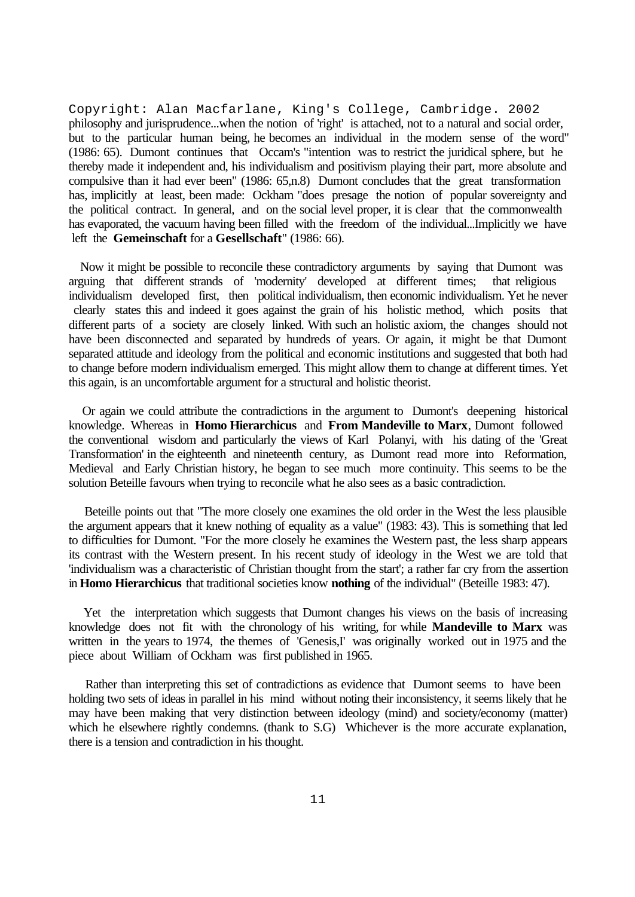philosophy and jurisprudence...when the notion of 'right' is attached, not to a natural and social order, but to the particular human being, he becomes an individual in the modern sense of the word" (1986: 65). Dumont continues that Occam's "intention was to restrict the juridical sphere, but he thereby made it independent and, his individualism and positivism playing their part, more absolute and compulsive than it had ever been" (1986: 65,n.8) Dumont concludes that the great transformation has, implicitly at least, been made: Ockham "does presage the notion of popular sovereignty and the political contract. In general, and on the social level proper, it is clear that the commonwealth has evaporated, the vacuum having been filled with the freedom of the individual...Implicitly we have left the **Gemeinschaft** for a **Gesellschaft**" (1986: 66).

Now it might be possible to reconcile these contradictory arguments by saying that Dumont was arguing that different strands of 'modernity' developed at different times; that religious individualism developed first, then political individualism, then economic individualism. Yet he never clearly states this and indeed it goes against the grain of his holistic method, which posits that different parts of a society are closely linked. With such an holistic axiom, the changes should not have been disconnected and separated by hundreds of years. Or again, it might be that Dumont separated attitude and ideology from the political and economic institutions and suggested that both had to change before modern individualism emerged. This might allow them to change at different times. Yet this again, is an uncomfortable argument for a structural and holistic theorist.

Or again we could attribute the contradictions in the argument to Dumont's deepening historical knowledge. Whereas in **Homo Hierarchicus** and **From Mandeville to Marx**, Dumont followed the conventional wisdom and particularly the views of Karl Polanyi, with his dating of the 'Great Transformation' in the eighteenth and nineteenth century, as Dumont read more into Reformation, Medieval and Early Christian history, he began to see much more continuity. This seems to be the solution Beteille favours when trying to reconcile what he also sees as a basic contradiction.

Beteille points out that "The more closely one examines the old order in the West the less plausible the argument appears that it knew nothing of equality as a value" (1983: 43). This is something that led to difficulties for Dumont. "For the more closely he examines the Western past, the less sharp appears its contrast with the Western present. In his recent study of ideology in the West we are told that 'individualism was a characteristic of Christian thought from the start'; a rather far cry from the assertion in **Homo Hierarchicus** that traditional societies know **nothing** of the individual" (Beteille 1983: 47).

Yet the interpretation which suggests that Dumont changes his views on the basis of increasing knowledge does not fit with the chronology of his writing, for while **Mandeville to Marx** was written in the years to 1974, the themes of 'Genesis,I' was originally worked out in 1975 and the piece about William of Ockham was first published in 1965.

Rather than interpreting this set of contradictions as evidence that Dumont seems to have been holding two sets of ideas in parallel in his mind without noting their inconsistency, it seems likely that he may have been making that very distinction between ideology (mind) and society/economy (matter) which he elsewhere rightly condemns. (thank to S.G) Whichever is the more accurate explanation, there is a tension and contradiction in his thought.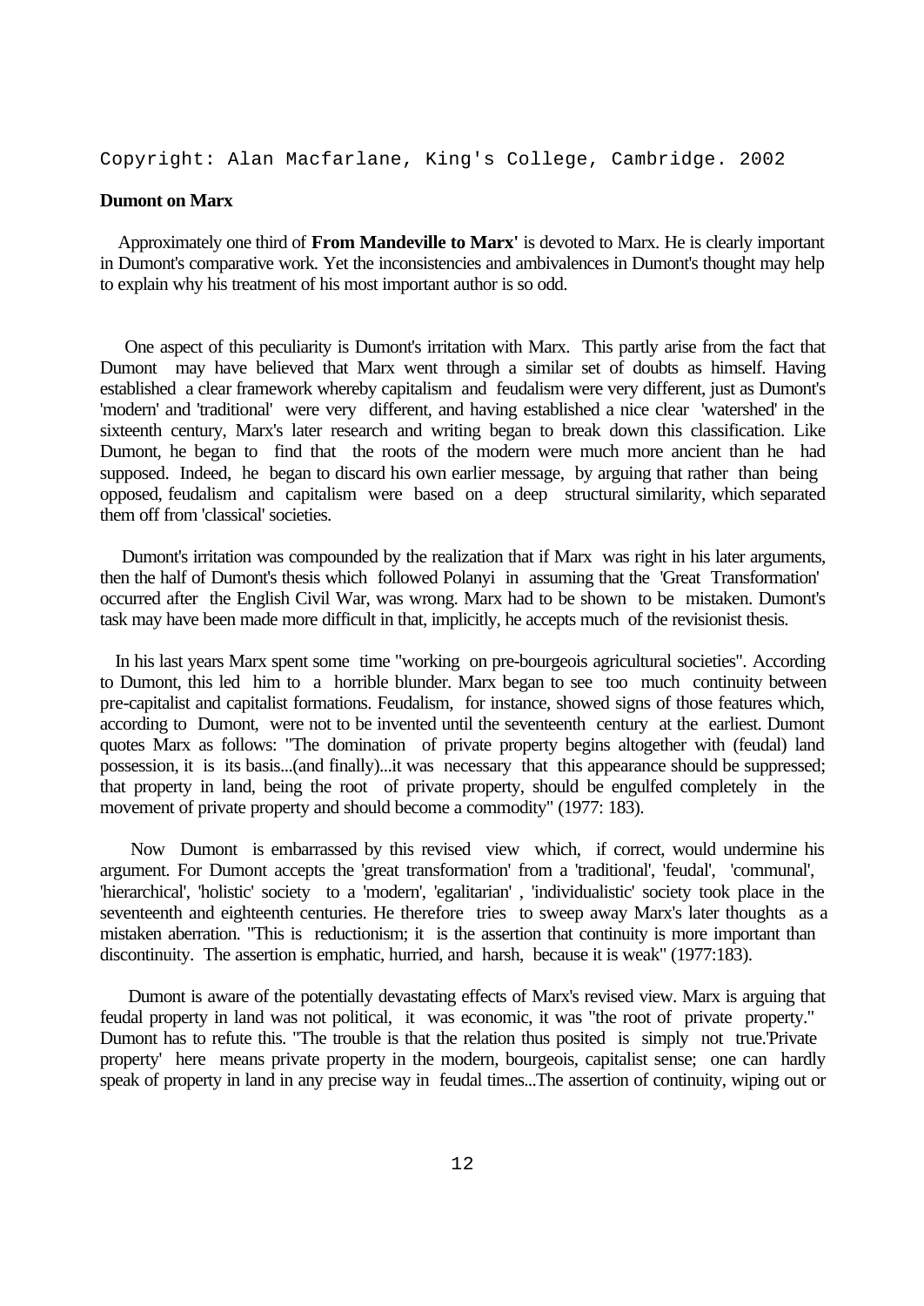Copyright: Alan Macfarlane, King's College, Cambridge. 2002

**Dumont on Marx**

Approximately one third of **From Mandeville to Marx'** is devoted to Marx. He is clearly important in Dumont's comparative work. Yet the inconsistencies and ambivalences in Dumont's thought may help to explain why his treatment of his most important author is so odd.

One aspect of this peculiarity is Dumont's irritation with Marx. This partly arise from the fact that Dumont may have believed that Marx went through a similar set of doubts as himself. Having established a clear framework whereby capitalism and feudalism were very different, just as Dumont's 'modern' and 'traditional' were very different, and having established a nice clear 'watershed' in the sixteenth century, Marx's later research and writing began to break down this classification. Like Dumont, he began to find that the roots of the modern were much more ancient than he had supposed. Indeed, he began to discard his own earlier message, by arguing that rather than being opposed, feudalism and capitalism were based on a deep structural similarity, which separated them off from 'classical' societies.

Dumont's irritation was compounded by the realization that if Marx was right in his later arguments, then the half of Dumont's thesis which followed Polanyi in assuming that the 'Great Transformation' occurred after the English Civil War, was wrong. Marx had to be shown to be mistaken. Dumont's task may have been made more difficult in that, implicitly, he accepts much of the revisionist thesis.

In his last years Marx spent some time "working on pre-bourgeois agricultural societies". According to Dumont, this led him to a horrible blunder. Marx began to see too much continuity between pre-capitalist and capitalist formations. Feudalism, for instance, showed signs of those features which, according to Dumont, were not to be invented until the seventeenth century at the earliest. Dumont quotes Marx as follows: "The domination of private property begins altogether with (feudal) land possession, it is its basis...(and finally)...it was necessary that this appearance should be suppressed; that property in land, being the root of private property, should be engulfed completely in the movement of private property and should become a commodity" (1977: 183).

Now Dumont is embarrassed by this revised view which, if correct, would undermine his argument. For Dumont accepts the 'great transformation' from a 'traditional', 'feudal', 'communal', 'hierarchical', 'holistic' society to a 'modern', 'egalitarian' , 'individualistic' society took place in the seventeenth and eighteenth centuries. He therefore tries to sweep away Marx's later thoughts as a mistaken aberration. "This is reductionism; it is the assertion that continuity is more important than discontinuity. The assertion is emphatic, hurried, and harsh, because it is weak" (1977:183).

Dumont is aware of the potentially devastating effects of Marx's revised view. Marx is arguing that feudal property in land was not political, it was economic, it was "the root of private property." Dumont has to refute this. "The trouble is that the relation thus posited is simply not true.'Private property' here means private property in the modern, bourgeois, capitalist sense; one can hardly speak of property in land in any precise way in feudal times...The assertion of continuity, wiping out or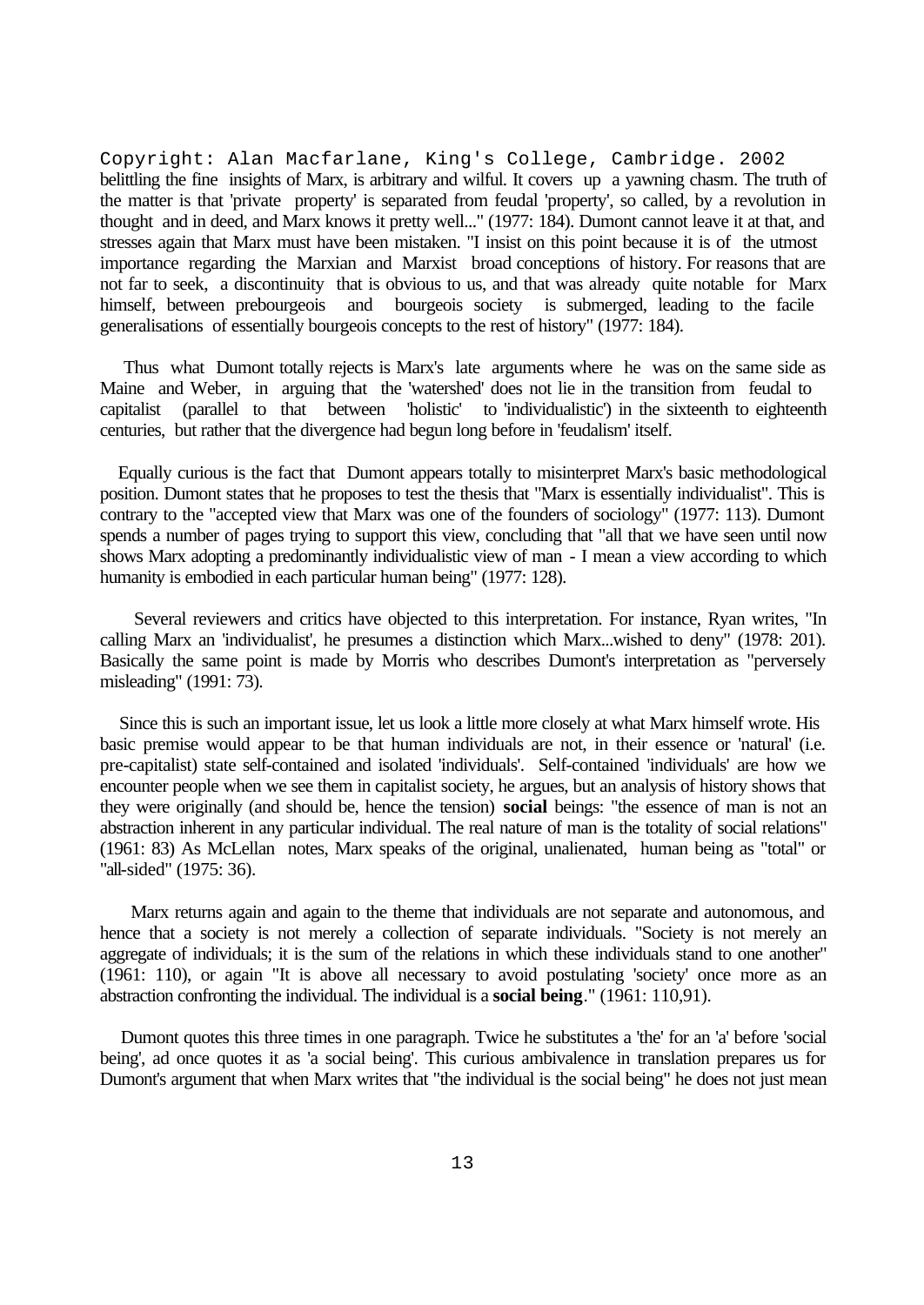belittling the fine insights of Marx, is arbitrary and wilful. It covers up a yawning chasm. The truth of the matter is that 'private property' is separated from feudal 'property', so called, by a revolution in thought and in deed, and Marx knows it pretty well..." (1977: 184). Dumont cannot leave it at that, and stresses again that Marx must have been mistaken. "I insist on this point because it is of the utmost importance regarding the Marxian and Marxist broad conceptions of history. For reasons that are not far to seek, a discontinuity that is obvious to us, and that was already quite notable for Marx himself, between prebourgeois and bourgeois society is submerged, leading to the facile generalisations of essentially bourgeois concepts to the rest of history" (1977: 184).

Thus what Dumont totally rejects is Marx's late arguments where he was on the same side as Maine and Weber, in arguing that the 'watershed' does not lie in the transition from feudal to capitalist (parallel to that between 'holistic' to 'individualistic') in the sixteenth to eighteenth centuries, but rather that the divergence had begun long before in 'feudalism' itself.

Equally curious is the fact that Dumont appears totally to misinterpret Marx's basic methodological position. Dumont states that he proposes to test the thesis that "Marx is essentially individualist". This is contrary to the "accepted view that Marx was one of the founders of sociology" (1977: 113). Dumont spends a number of pages trying to support this view, concluding that "all that we have seen until now shows Marx adopting a predominantly individualistic view of man - I mean a view according to which humanity is embodied in each particular human being" (1977: 128).

Several reviewers and critics have objected to this interpretation. For instance, Ryan writes, "In calling Marx an 'individualist', he presumes a distinction which Marx...wished to deny" (1978: 201). Basically the same point is made by Morris who describes Dumont's interpretation as "perversely misleading" (1991: 73).

Since this is such an important issue, let us look a little more closely at what Marx himself wrote. His basic premise would appear to be that human individuals are not, in their essence or 'natural' (i.e. pre-capitalist) state self-contained and isolated 'individuals'. Self-contained 'individuals' are how we encounter people when we see them in capitalist society, he argues, but an analysis of history shows that they were originally (and should be, hence the tension) **social** beings: "the essence of man is not an abstraction inherent in any particular individual. The real nature of man is the totality of social relations" (1961: 83) As McLellan notes, Marx speaks of the original, unalienated, human being as "total" or "all-sided" (1975: 36).

Marx returns again and again to the theme that individuals are not separate and autonomous, and hence that a society is not merely a collection of separate individuals. "Society is not merely an aggregate of individuals; it is the sum of the relations in which these individuals stand to one another" (1961: 110), or again "It is above all necessary to avoid postulating 'society' once more as an abstraction confronting the individual. The individual is a **social being**." (1961: 110,91).

Dumont quotes this three times in one paragraph. Twice he substitutes a 'the' for an 'a' before 'social being', ad once quotes it as 'a social being'. This curious ambivalence in translation prepares us for Dumont's argument that when Marx writes that "the individual is the social being" he does not just mean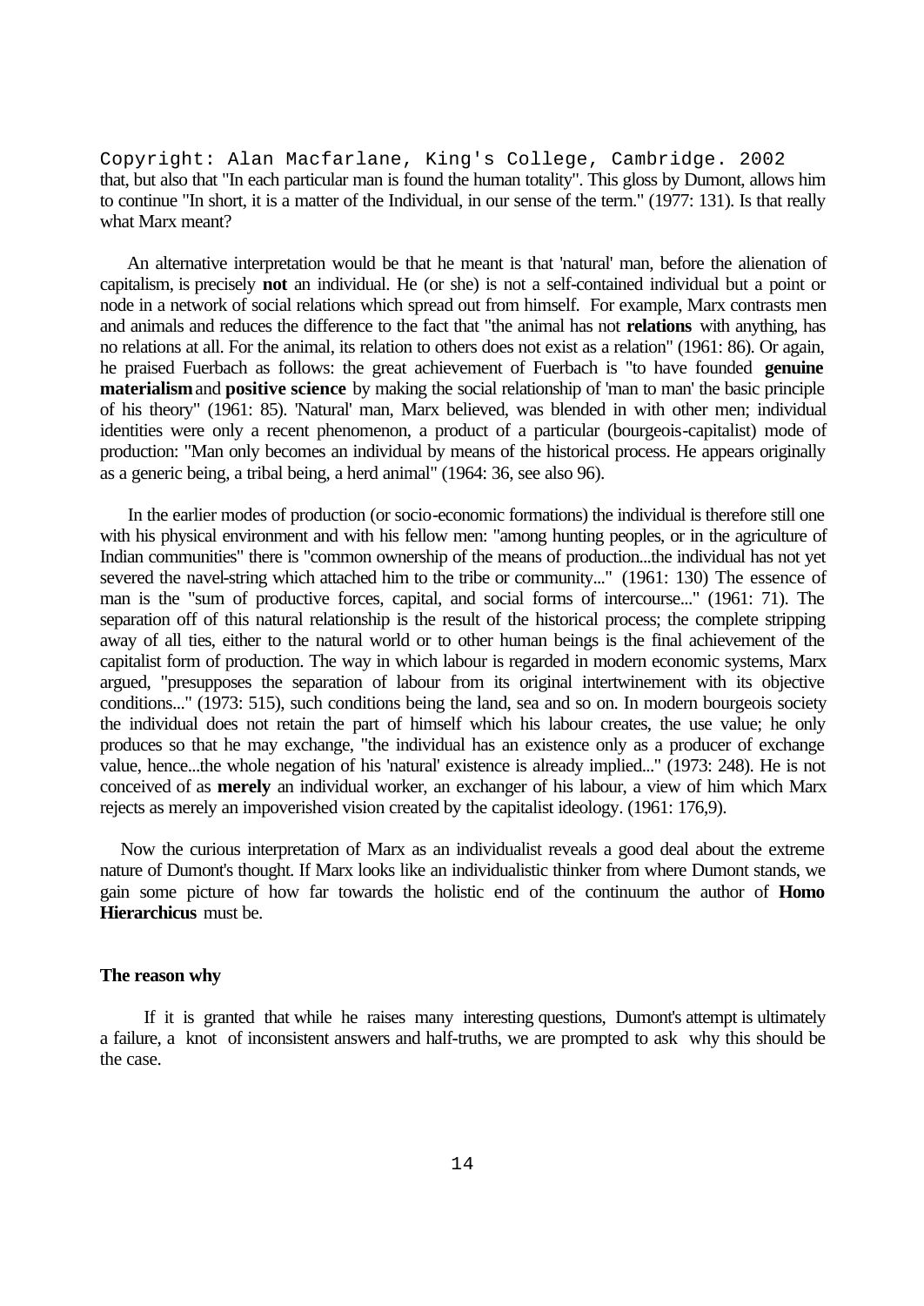that, but also that "In each particular man is found the human totality". This gloss by Dumont, allows him to continue "In short, it is a matter of the Individual, in our sense of the term." (1977: 131). Is that really what Marx meant?

An alternative interpretation would be that he meant is that 'natural' man, before the alienation of capitalism, is precisely **not** an individual. He (or she) is not a self-contained individual but a point or node in a network of social relations which spread out from himself. For example, Marx contrasts men and animals and reduces the difference to the fact that "the animal has not **relations** with anything, has no relations at all. For the animal, its relation to others does not exist as a relation" (1961: 86). Or again, he praised Fuerbach as follows: the great achievement of Fuerbach is "to have founded **genuine materialism** and **positive science** by making the social relationship of 'man to man' the basic principle of his theory" (1961: 85). 'Natural' man, Marx believed, was blended in with other men; individual identities were only a recent phenomenon, a product of a particular (bourgeois-capitalist) mode of production: "Man only becomes an individual by means of the historical process. He appears originally as a generic being, a tribal being, a herd animal" (1964: 36, see also 96).

In the earlier modes of production (or socio-economic formations) the individual is therefore still one with his physical environment and with his fellow men: "among hunting peoples, or in the agriculture of Indian communities" there is "common ownership of the means of production...the individual has not yet severed the navel-string which attached him to the tribe or community..." (1961: 130) The essence of man is the "sum of productive forces, capital, and social forms of intercourse..." (1961: 71). The separation off of this natural relationship is the result of the historical process; the complete stripping away of all ties, either to the natural world or to other human beings is the final achievement of the capitalist form of production. The way in which labour is regarded in modern economic systems, Marx argued, "presupposes the separation of labour from its original intertwinement with its objective conditions..." (1973: 515), such conditions being the land, sea and so on. In modern bourgeois society the individual does not retain the part of himself which his labour creates, the use value; he only produces so that he may exchange, "the individual has an existence only as a producer of exchange value, hence...the whole negation of his 'natural' existence is already implied..." (1973: 248). He is not conceived of as **merely** an individual worker, an exchanger of his labour, a view of him which Marx rejects as merely an impoverished vision created by the capitalist ideology. (1961: 176,9).

Now the curious interpretation of Marx as an individualist reveals a good deal about the extreme nature of Dumont's thought. If Marx looks like an individualistic thinker from where Dumont stands, we gain some picture of how far towards the holistic end of the continuum the author of **Homo Hierarchicus** must be.

**The reason why**

If it is granted that while he raises many interesting questions, Dumont's attempt is ultimately a failure, a knot of inconsistent answers and half-truths, we are prompted to ask why this should be the case.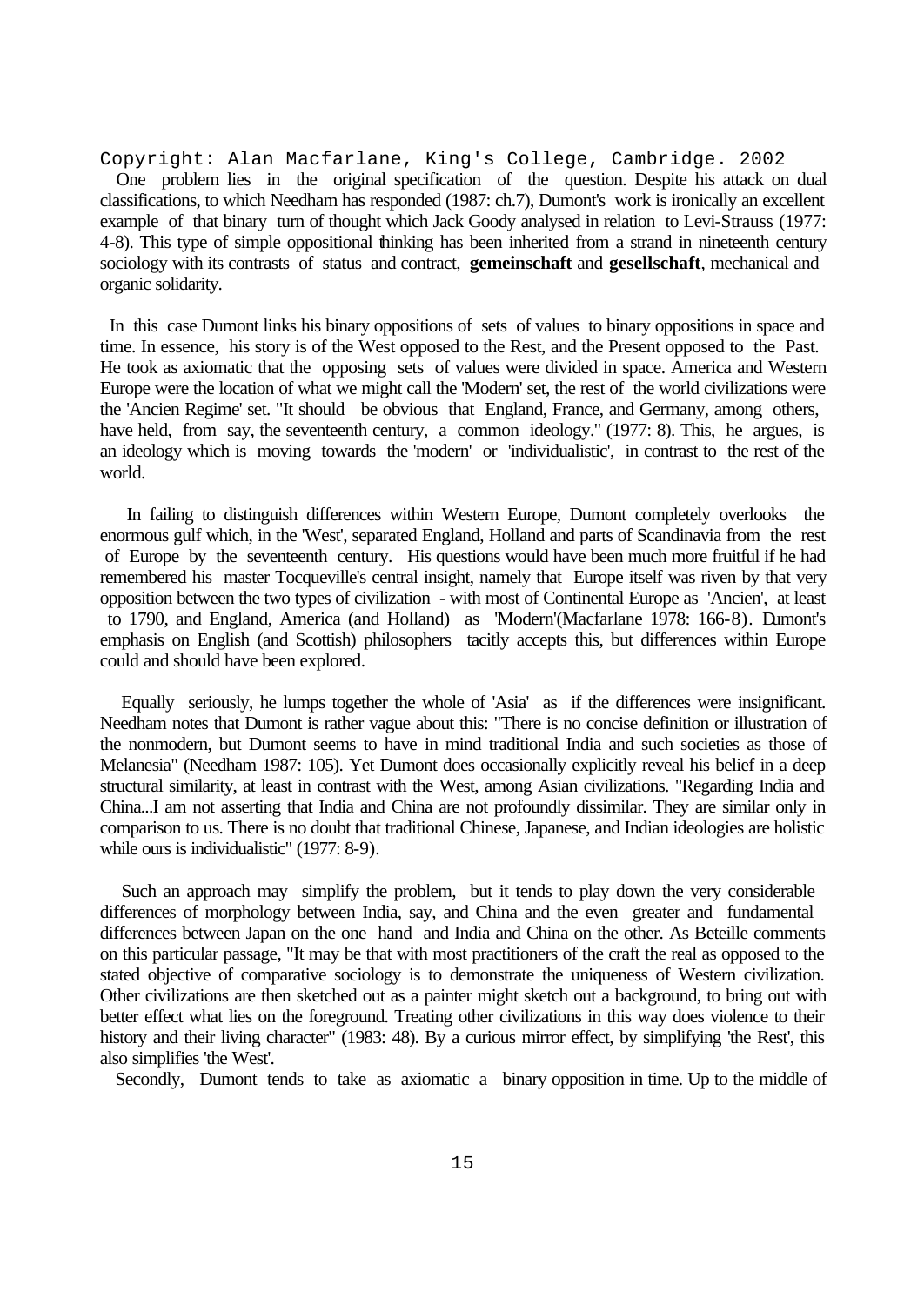Copyright: Alan Macfarlane, King's College, Cambridge. 2002

One problem lies in the original specification of the question. Despite his attack on dual classifications, to which Needham has responded (1987: ch.7), Dumont's work is ironically an excellent example of that binary turn of thought which Jack Goody analysed in relation to Levi-Strauss (1977: 4-8). This type of simple oppositional thinking has been inherited from a strand in nineteenth century sociology with its contrasts of status and contract, **gemeinschaft** and **gesellschaft**, mechanical and organic solidarity.

In this case Dumont links his binary oppositions of sets of values to binary oppositions in space and time. In essence, his story is of the West opposed to the Rest, and the Present opposed to the Past. He took as axiomatic that the opposing sets of values were divided in space. America and Western Europe were the location of what we might call the 'Modern' set, the rest of the world civilizations were the 'Ancien Regime' set. "It should be obvious that England, France, and Germany, among others, have held, from say, the seventeenth century, a common ideology." (1977: 8). This, he argues, is an ideology which is moving towards the 'modern' or 'individualistic', in contrast to the rest of the world.

In failing to distinguish differences within Western Europe, Dumont completely overlooks the enormous gulf which, in the 'West', separated England, Holland and parts of Scandinavia from the rest of Europe by the seventeenth century. His questions would have been much more fruitful if he had remembered his master Tocqueville's central insight, namely that Europe itself was riven by that very opposition between the two types of civilization - with most of Continental Europe as 'Ancien', at least to 1790, and England, America (and Holland) as 'Modern'(Macfarlane 1978: 166-8). Dumont's emphasis on English (and Scottish) philosophers tacitly accepts this, but differences within Europe could and should have been explored.

Equally seriously, he lumps together the whole of 'Asia' as if the differences were insignificant. Needham notes that Dumont is rather vague about this: "There is no concise definition or illustration of the nonmodern, but Dumont seems to have in mind traditional India and such societies as those of Melanesia" (Needham 1987: 105). Yet Dumont does occasionally explicitly reveal his belief in a deep structural similarity, at least in contrast with the West, among Asian civilizations. "Regarding India and China...I am not asserting that India and China are not profoundly dissimilar. They are similar only in comparison to us. There is no doubt that traditional Chinese, Japanese, and Indian ideologies are holistic while ours is individualistic" (1977: 8-9).

Such an approach may simplify the problem, but it tends to play down the very considerable differences of morphology between India, say, and China and the even greater and fundamental differences between Japan on the one hand and India and China on the other. As Beteille comments on this particular passage, "It may be that with most practitioners of the craft the real as opposed to the stated objective of comparative sociology is to demonstrate the uniqueness of Western civilization. Other civilizations are then sketched out as a painter might sketch out a background, to bring out with better effect what lies on the foreground. Treating other civilizations in this way does violence to their history and their living character" (1983: 48). By a curious mirror effect, by simplifying 'the Rest', this also simplifies 'the West'.

Secondly, Dumont tends to take as axiomatic a binary opposition in time. Up to the middle of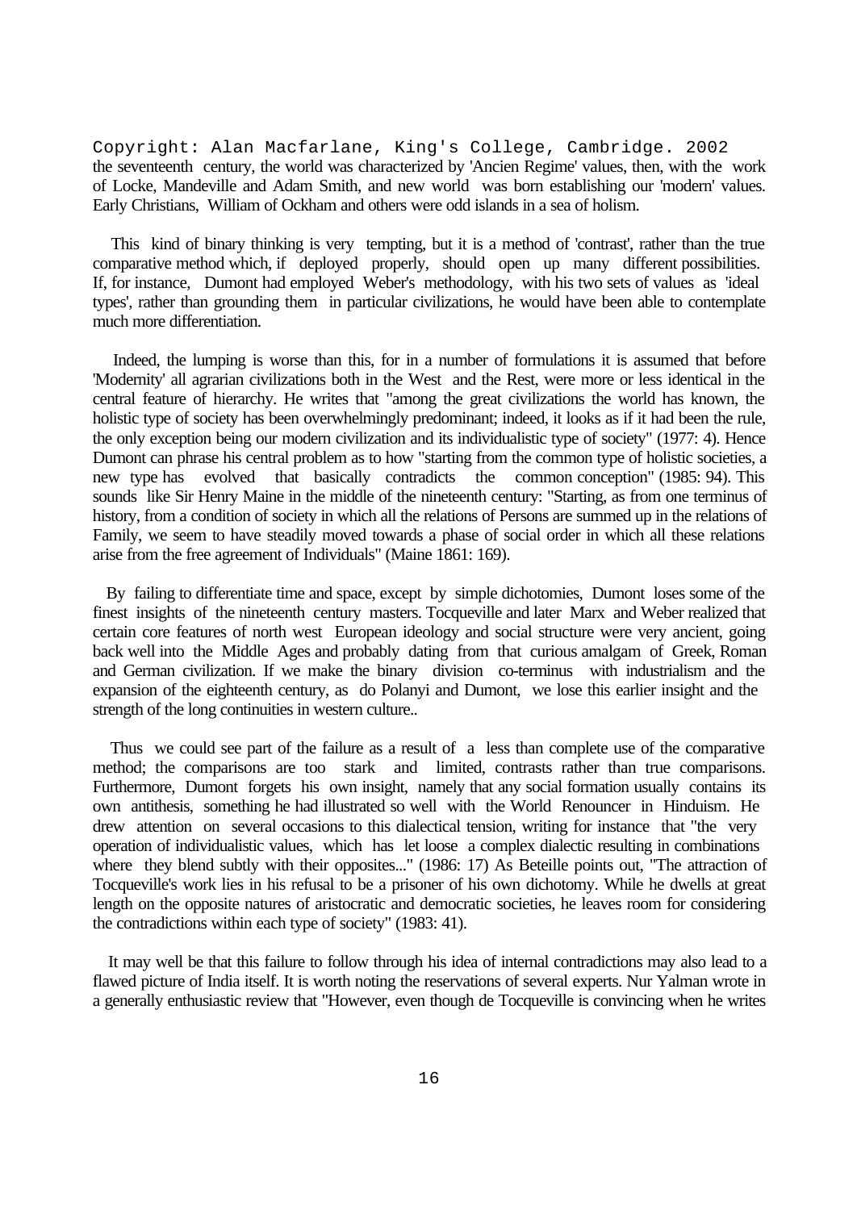the seventeenth century, the world was characterized by 'Ancien Regime' values, then, with the work of Locke, Mandeville and Adam Smith, and new world was born establishing our 'modern' values. Early Christians, William of Ockham and others were odd islands in a sea of holism.

This kind of binary thinking is very tempting, but it is a method of 'contrast', rather than the true comparative method which, if deployed properly, should open up many different possibilities. If, for instance, Dumont had employed Weber's methodology, with his two sets of values as 'ideal types', rather than grounding them in particular civilizations, he would have been able to contemplate much more differentiation.

Indeed, the lumping is worse than this, for in a number of formulations it is assumed that before 'Modernity' all agrarian civilizations both in the West and the Rest, were more or less identical in the central feature of hierarchy. He writes that "among the great civilizations the world has known, the holistic type of society has been overwhelmingly predominant; indeed, it looks as if it had been the rule, the only exception being our modern civilization and its individualistic type of society" (1977: 4). Hence Dumont can phrase his central problem as to how "starting from the common type of holistic societies, a new type has evolved that basically contradicts the common conception" (1985: 94). This sounds like Sir Henry Maine in the middle of the nineteenth century: "Starting, as from one terminus of history, from a condition of society in which all the relations of Persons are summed up in the relations of Family, we seem to have steadily moved towards a phase of social order in which all these relations arise from the free agreement of Individuals" (Maine 1861: 169).

By failing to differentiate time and space, except by simple dichotomies, Dumont loses some of the finest insights of the nineteenth century masters. Tocqueville and later Marx and Weber realized that certain core features of north west European ideology and social structure were very ancient, going back well into the Middle Ages and probably dating from that curious amalgam of Greek, Roman and German civilization. If we make the binary division co-terminus with industrialism and the expansion of the eighteenth century, as do Polanyi and Dumont, we lose this earlier insight and the strength of the long continuities in western culture..

Thus we could see part of the failure as a result of a less than complete use of the comparative method; the comparisons are too stark and limited, contrasts rather than true comparisons. Furthermore, Dumont forgets his own insight, namely that any social formation usually contains its own antithesis, something he had illustrated so well with the World Renouncer in Hinduism. He drew attention on several occasions to this dialectical tension, writing for instance that "the very operation of individualistic values, which has let loose a complex dialectic resulting in combinations where they blend subtly with their opposites..." (1986: 17) As Beteille points out, "The attraction of Tocqueville's work lies in his refusal to be a prisoner of his own dichotomy. While he dwells at great length on the opposite natures of aristocratic and democratic societies, he leaves room for considering the contradictions within each type of society" (1983: 41).

It may well be that this failure to follow through his idea of internal contradictions may also lead to a flawed picture of India itself. It is worth noting the reservations of several experts. Nur Yalman wrote in a generally enthusiastic review that "However, even though de Tocqueville is convincing when he writes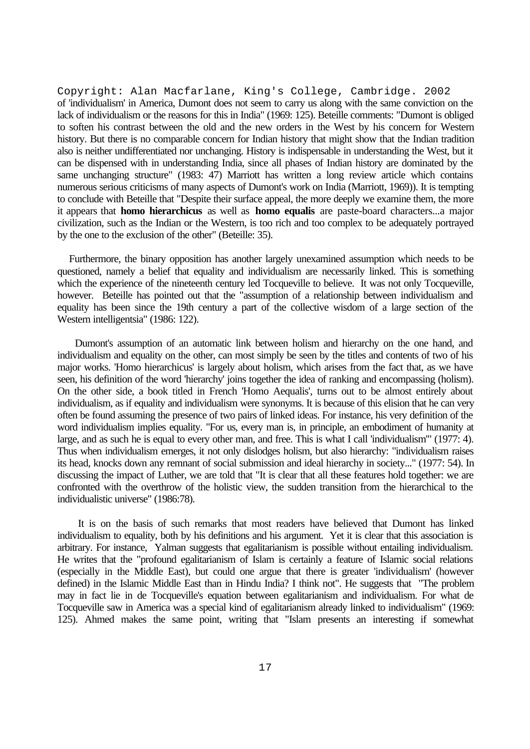of 'individualism' in America, Dumont does not seem to carry us along with the same conviction on the lack of individualism or the reasons for this in India" (1969: 125). Beteille comments: "Dumont is obliged to soften his contrast between the old and the new orders in the West by his concern for Western history. But there is no comparable concern for Indian history that might show that the Indian tradition also is neither undifferentiated nor unchanging. History is indispensable in understanding the West, but it can be dispensed with in understanding India, since all phases of Indian history are dominated by the same unchanging structure" (1983: 47) Marriott has written a long review article which contains numerous serious criticisms of many aspects of Dumont's work on India (Marriott, 1969)). It is tempting to conclude with Beteille that "Despite their surface appeal, the more deeply we examine them, the more it appears that **homo hierarchicus** as well as **homo equalis** are paste-board characters...a major civilization, such as the Indian or the Western, is too rich and too complex to be adequately portrayed by the one to the exclusion of the other" (Beteille: 35).

Furthermore, the binary opposition has another largely unexamined assumption which needs to be questioned, namely a belief that equality and individualism are necessarily linked. This is something which the experience of the nineteenth century led Tocqueville to believe. It was not only Tocqueville, however. Beteille has pointed out that the "assumption of a relationship between individualism and equality has been since the 19th century a part of the collective wisdom of a large section of the Western intelligentsia" (1986: 122).

Dumont's assumption of an automatic link between holism and hierarchy on the one hand, and individualism and equality on the other, can most simply be seen by the titles and contents of two of his major works. 'Homo hierarchicus' is largely about holism, which arises from the fact that, as we have seen, his definition of the word 'hierarchy' joins together the idea of ranking and encompassing (holism). On the other side, a book titled in French 'Homo Aequalis', turns out to be almost entirely about individualism, as if equality and individualism were synonyms. It is because of this elision that he can very often be found assuming the presence of two pairs of linked ideas. For instance, his very definition of the word individualism implies equality. "For us, every man is, in principle, an embodiment of humanity at large, and as such he is equal to every other man, and free. This is what I call 'individualism'" (1977: 4). Thus when individualism emerges, it not only dislodges holism, but also hierarchy: "individualism raises its head, knocks down any remnant of social submission and ideal hierarchy in society..." (1977: 54). In discussing the impact of Luther, we are told that "It is clear that all these features hold together: we are confronted with the overthrow of the holistic view, the sudden transition from the hierarchical to the individualistic universe" (1986:78).

It is on the basis of such remarks that most readers have believed that Dumont has linked individualism to equality, both by his definitions and his argument. Yet it is clear that this association is arbitrary. For instance, Yalman suggests that egalitarianism is possible without entailing individualism. He writes that the "profound egalitarianism of Islam is certainly a feature of Islamic social relations (especially in the Middle East), but could one argue that there is greater 'individualism' (however defined) in the Islamic Middle East than in Hindu India? I think not". He suggests that "The problem may in fact lie in de Tocqueville's equation between egalitarianism and individualism. For what de Tocqueville saw in America was a special kind of egalitarianism already linked to individualism" (1969: 125). Ahmed makes the same point, writing that "Islam presents an interesting if somewhat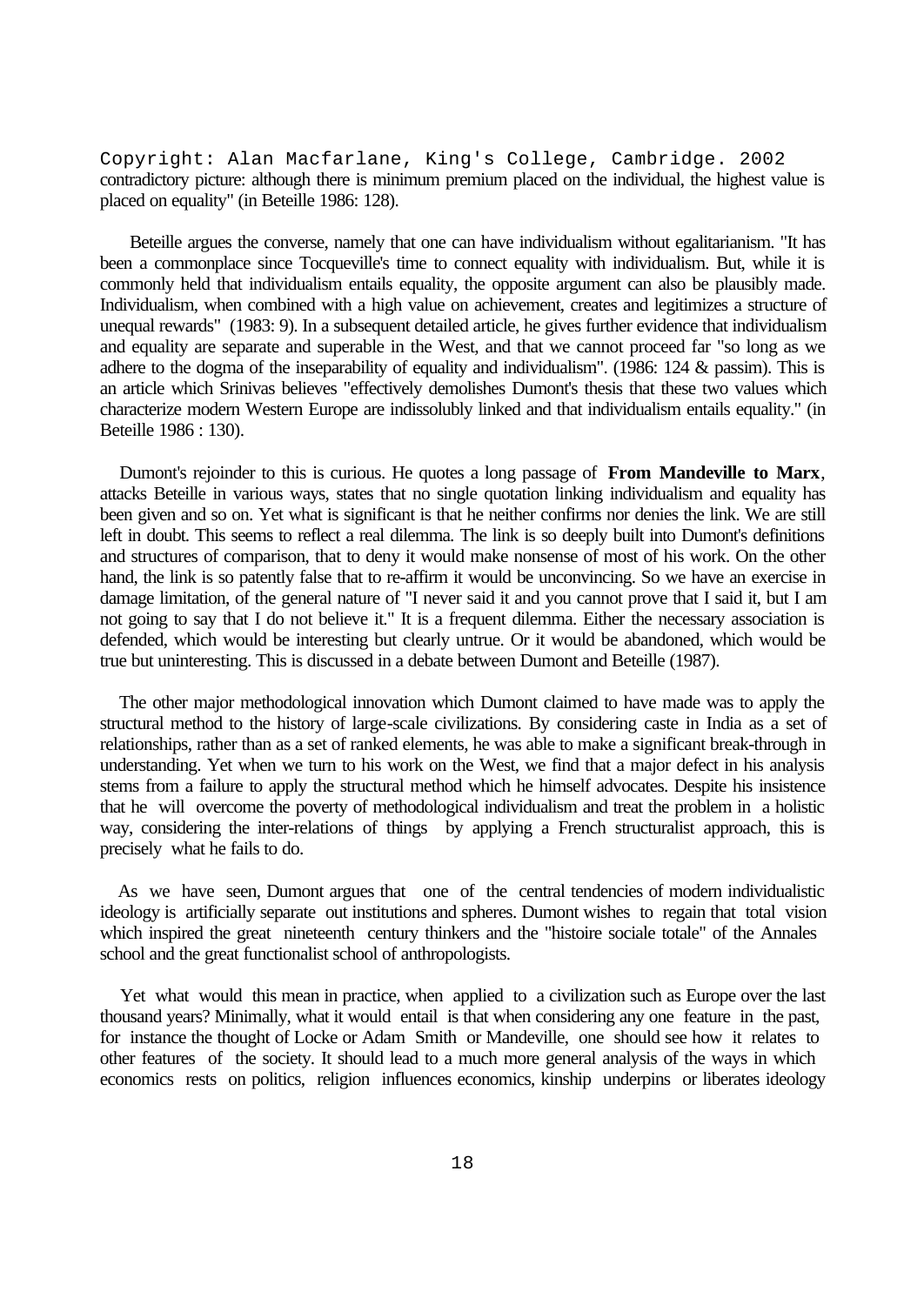contradictory picture: although there is minimum premium placed on the individual, the highest value is placed on equality" (in Beteille 1986: 128).

Beteille argues the converse, namely that one can have individualism without egalitarianism. "It has been a commonplace since Tocqueville's time to connect equality with individualism. But, while it is commonly held that individualism entails equality, the opposite argument can also be plausibly made. Individualism, when combined with a high value on achievement, creates and legitimizes a structure of unequal rewards" (1983: 9). In a subsequent detailed article, he gives further evidence that individualism and equality are separate and superable in the West, and that we cannot proceed far "so long as we adhere to the dogma of the inseparability of equality and individualism". (1986: 124 & passim). This is an article which Srinivas believes "effectively demolishes Dumont's thesis that these two values which characterize modern Western Europe are indissolubly linked and that individualism entails equality." (in Beteille 1986 : 130).

Dumont's rejoinder to this is curious. He quotes a long passage of **From Mandeville to Marx**, attacks Beteille in various ways, states that no single quotation linking individualism and equality has been given and so on. Yet what is significant is that he neither confirms nor denies the link. We are still left in doubt. This seems to reflect a real dilemma. The link is so deeply built into Dumont's definitions and structures of comparison, that to deny it would make nonsense of most of his work. On the other hand, the link is so patently false that to re-affirm it would be unconvincing. So we have an exercise in damage limitation, of the general nature of "I never said it and you cannot prove that I said it, but I am not going to say that I do not believe it." It is a frequent dilemma. Either the necessary association is defended, which would be interesting but clearly untrue. Or it would be abandoned, which would be true but uninteresting. This is discussed in a debate between Dumont and Beteille (1987).

The other major methodological innovation which Dumont claimed to have made was to apply the structural method to the history of large-scale civilizations. By considering caste in India as a set of relationships, rather than as a set of ranked elements, he was able to make a significant break-through in understanding. Yet when we turn to his work on the West, we find that a major defect in his analysis stems from a failure to apply the structural method which he himself advocates. Despite his insistence that he will overcome the poverty of methodological individualism and treat the problem in a holistic way, considering the inter-relations of things by applying a French structuralist approach, this is precisely what he fails to do.

As we have seen, Dumont argues that one of the central tendencies of modern individualistic ideology is artificially separate out institutions and spheres. Dumont wishes to regain that total vision which inspired the great nineteenth century thinkers and the "histoire sociale totale" of the Annales school and the great functionalist school of anthropologists.

Yet what would this mean in practice, when applied to a civilization such as Europe over the last thousand years? Minimally, what it would entail is that when considering any one feature in the past, for instance the thought of Locke or Adam Smith or Mandeville, one should see how it relates to other features of the society. It should lead to a much more general analysis of the ways in which economics rests on politics, religion influences economics, kinship underpins or liberates ideology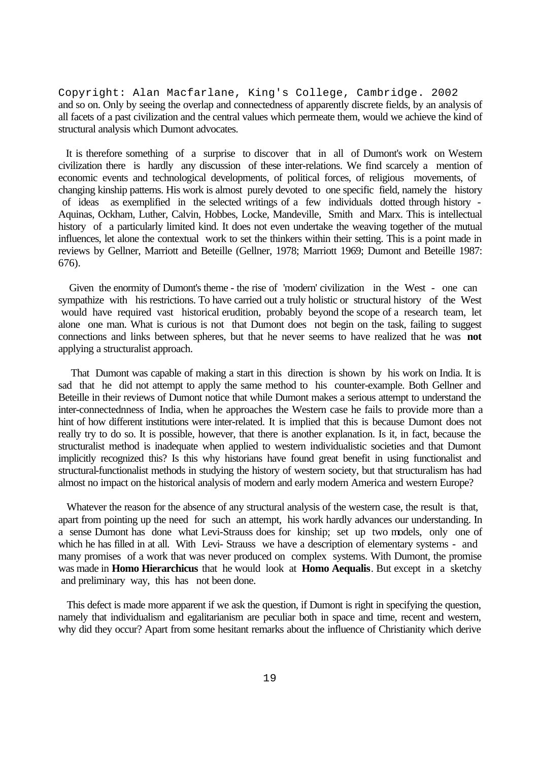Copyright: Alan Macfarlane, King's College, Cambridge. 2002

and so on. Only by seeing the overlap and connectedness of apparently discrete fields, by an analysis of all facets of a past civilization and the central values which permeate them, would we achieve the kind of structural analysis which Dumont advocates.

It is therefore something of a surprise to discover that in all of Dumont's work on Western civilization there is hardly any discussion of these inter-relations. We find scarcely a mention of economic events and technological developments, of political forces, of religious movements, of changing kinship patterns. His work is almost purely devoted to one specific field, namely the history of ideas as exemplified in the selected writings of a few individuals dotted through history - Aquinas, Ockham, Luther, Calvin, Hobbes, Locke, Mandeville, Smith and Marx. This is intellectual history of a particularly limited kind. It does not even undertake the weaving together of the mutual influences, let alone the contextual work to set the thinkers within their setting. This is a point made in reviews by Gellner, Marriott and Beteille (Gellner, 1978; Marriott 1969; Dumont and Beteille 1987: 676).

Given the enormity of Dumont's theme - the rise of 'modern' civilization in the West - one can sympathize with his restrictions. To have carried out a truly holistic or structural history of the West would have required vast historical erudition, probably beyond the scope of a research team, let alone one man. What is curious is not that Dumont does not begin on the task, failing to suggest connections and links between spheres, but that he never seems to have realized that he was **not** applying a structuralist approach.

That Dumont was capable of making a start in this direction is shown by his work on India. It is sad that he did not attempt to apply the same method to his counter-example. Both Gellner and Beteille in their reviews of Dumont notice that while Dumont makes a serious attempt to understand the inter-connectednness of India, when he approaches the Western case he fails to provide more than a hint of how different institutions were inter-related. It is implied that this is because Dumont does not really try to do so. It is possible, however, that there is another explanation. Is it, in fact, because the structuralist method is inadequate when applied to western individualistic societies and that Dumont implicitly recognized this? Is this why historians have found great benefit in using functionalist and structural-functionalist methods in studying the history of western society, but that structuralism has had almost no impact on the historical analysis of modern and early modern America and western Europe?

Whatever the reason for the absence of any structural analysis of the western case, the result is that, apart from pointing up the need for such an attempt, his work hardly advances our understanding. In a sense Dumont has done what Levi-Strauss does for kinship; set up two models, only one of which he has filled in at all. With Levi- Strauss we have a description of elementary systems - and many promises of a work that was never produced on complex systems. With Dumont, the promise was made in **Homo Hierarchicus** that he would look at **Homo Aequalis**. But except in a sketchy and preliminary way, this has not been done.

This defect is made more apparent if we ask the question, if Dumont is right in specifying the question, namely that individualism and egalitarianism are peculiar both in space and time, recent and western, why did they occur? Apart from some hesitant remarks about the influence of Christianity which derive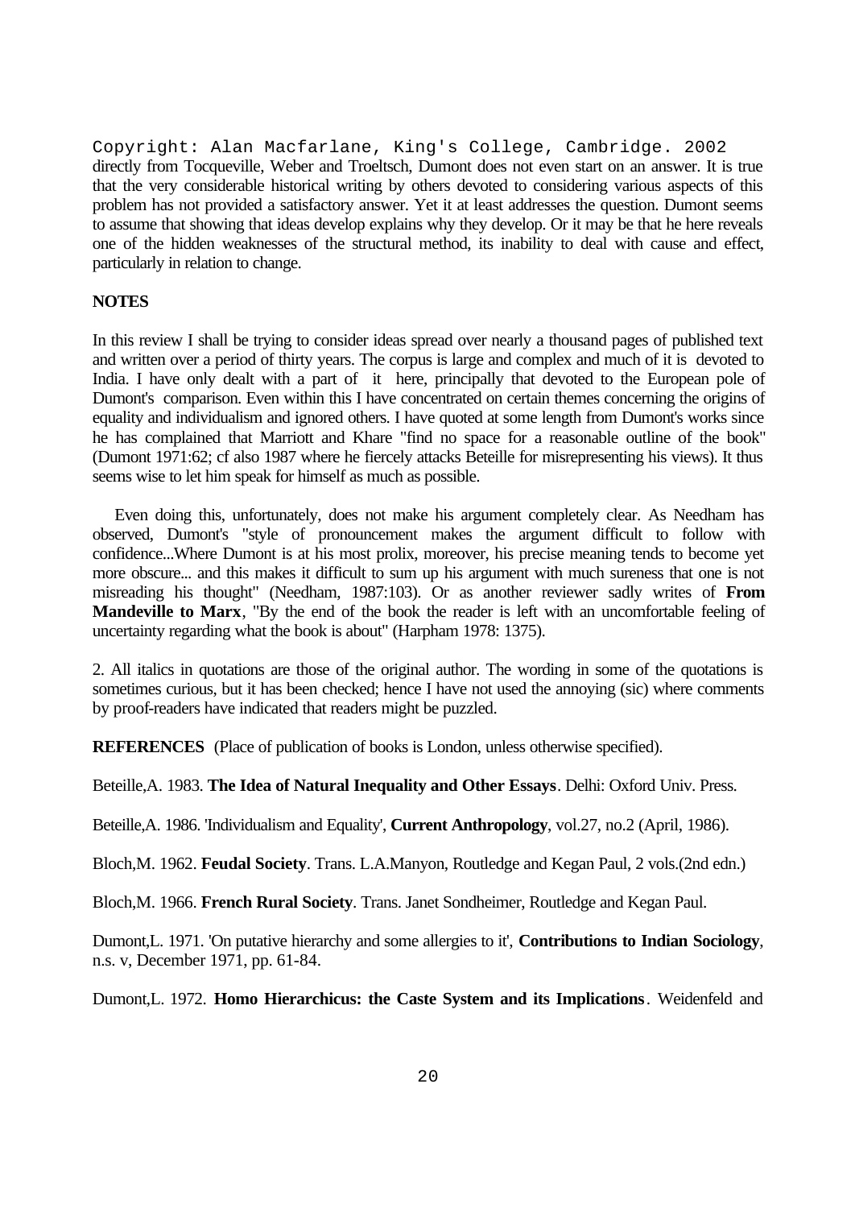directly from Tocqueville, Weber and Troeltsch, Dumont does not even start on an answer. It is true that the very considerable historical writing by others devoted to considering various aspects of this problem has not provided a satisfactory answer. Yet it at least addresses the question. Dumont seems to assume that showing that ideas develop explains why they develop. Or it may be that he here reveals one of the hidden weaknesses of the structural method, its inability to deal with cause and effect, particularly in relation to change.

**NOTES**

In this review I shall be trying to consider ideas spread over nearly a thousand pages of published text and written over a period of thirty years. The corpus is large and complex and much of it is devoted to India. I have only dealt with a part of it here, principally that devoted to the European pole of Dumont's comparison. Even within this I have concentrated on certain themes concerning the origins of equality and individualism and ignored others. I have quoted at some length from Dumont's works since he has complained that Marriott and Khare "find no space for a reasonable outline of the book" (Dumont 1971:62; cf also 1987 where he fiercely attacks Beteille for misrepresenting his views). It thus seems wise to let him speak for himself as much as possible.

Even doing this, unfortunately, does not make his argument completely clear. As Needham has observed, Dumont's "style of pronouncement makes the argument difficult to follow with confidence...Where Dumont is at his most prolix, moreover, his precise meaning tends to become yet more obscure... and this makes it difficult to sum up his argument with much sureness that one is not misreading his thought" (Needham, 1987:103). Or as another reviewer sadly writes of **From Mandeville to Marx**, "By the end of the book the reader is left with an uncomfortable feeling of uncertainty regarding what the book is about" (Harpham 1978: 1375).

2. All italics in quotations are those of the original author. The wording in some of the quotations is sometimes curious, but it has been checked; hence I have not used the annoying (sic) where comments by proof-readers have indicated that readers might be puzzled.

**REFERENCES** (Place of publication of books is London, unless otherwise specified).

Beteille,A. 1983. **The Idea of Natural Inequality and Other Essays**. Delhi: Oxford Univ. Press.

Beteille,A. 1986. 'Individualism and Equality', **Current Anthropology**, vol.27, no.2 (April, 1986).

Bloch,M. 1962. **Feudal Society**. Trans. L.A.Manyon, Routledge and Kegan Paul, 2 vols.(2nd edn.)

Bloch,M. 1966. **French Rural Society**. Trans. Janet Sondheimer, Routledge and Kegan Paul.

Dumont,L. 1971. 'On putative hierarchy and some allergies to it', **Contributions to Indian Sociology**, n.s. v, December 1971, pp. 61-84.

Dumont,L. 1972. **Homo Hierarchicus: the Caste System and its Implications**. Weidenfeld and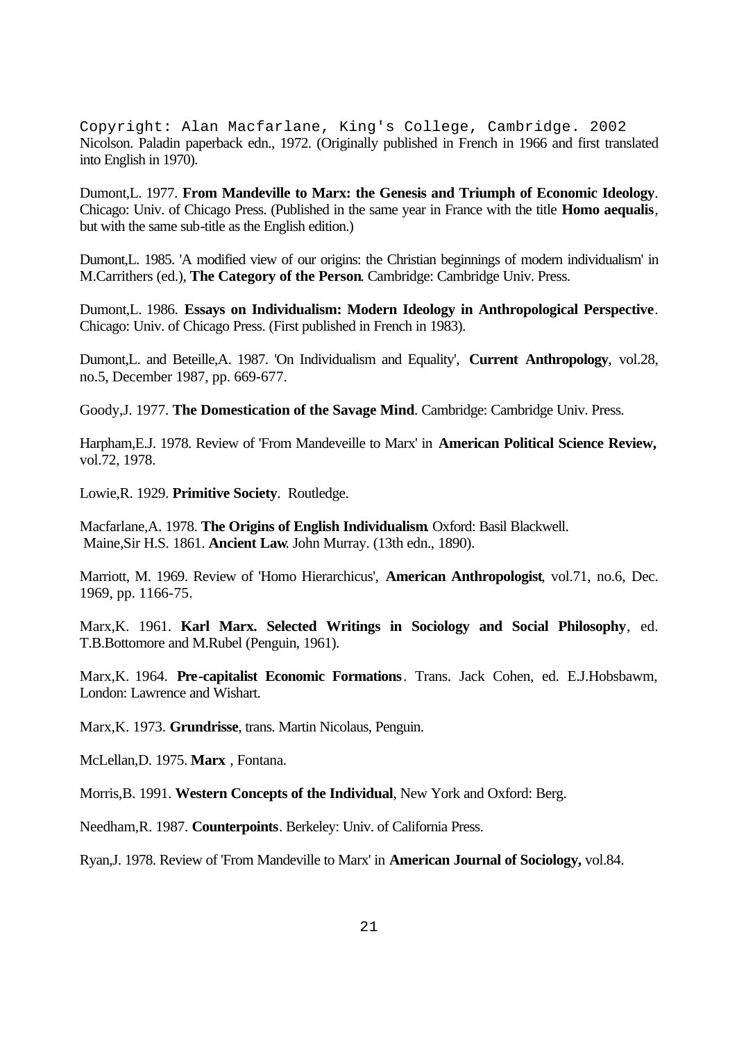Copyright: Alan Macfarlane, King's College, Cambridge. 2002

Nicolson. Paladin paperback edn., 1972. (Originally published in French in 1966 and first translated into English in 1970).

Dumont,L. 1977. **From Mandeville to Marx: the Genesis and Triumph of Economic Ideology**. Chicago: Univ. of Chicago Press. (Published in the same year in France with the title **Homo aequalis**, but with the same sub-title as the English edition.)

Dumont,L. 1985. 'A modified view of our origins: the Christian beginnings of modern individualism' in M.Carrithers (ed.), **The Category of the Person**. Cambridge: Cambridge Univ. Press.

Dumont,L. 1986. **Essays on Individualism: Modern Ideology in Anthropological Perspective**. Chicago: Univ. of Chicago Press. (First published in French in 1983).

Dumont,L. and Beteille,A. 1987. 'On Individualism and Equality', **Current Anthropology**, vol.28, no.5, December 1987, pp. 669-677.

Goody,J. 1977. **The Domestication of the Savage Mind**. Cambridge: Cambridge Univ. Press.

Harpham,E.J. 1978. Review of 'From Mandeveille to Marx' in **American Political Science Review,** vol.72, 1978.

Lowie,R. 1929. **Primitive Society**. Routledge.

Macfarlane,A. 1978. **The Origins of English Individualism**. Oxford: Basil Blackwell.
Maine,Sir H.S. 1861. **Ancient Law**. John Murray. (13th edn., 1890).

Marriott, M. 1969. Review of 'Homo Hierarchicus', **American Anthropologist**, vol.71, no.6, Dec. 1969, pp. 1166-75.

Marx,K. 1961. **Karl Marx. Selected Writings in Sociology and Social Philosophy**, ed. T.B.Bottomore and M.Rubel (Penguin, 1961).

Marx,K. 1964. **Pre-capitalist Economic Formations**. Trans. Jack Cohen, ed. E.J.Hobsbawm, London: Lawrence and Wishart.

Marx,K. 1973. **Grundrisse**, trans. Martin Nicolaus, Penguin.

McLellan,D. 1975. **Marx** , Fontana.

Morris,B. 1991. **Western Concepts of the Individual**, New York and Oxford: Berg.

Needham,R. 1987. **Counterpoints**. Berkeley: Univ. of California Press.

Ryan,J. 1978. Review of 'From Mandeville to Marx' in **American Journal of Sociology,** vol.84.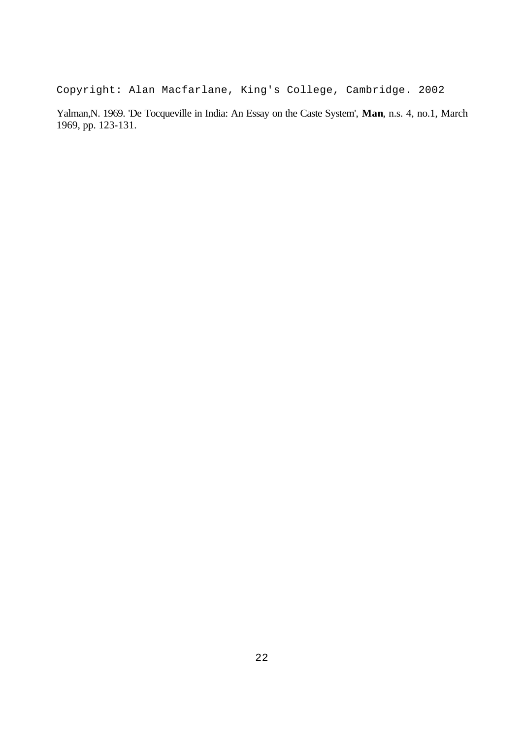Copyright: Alan Macfarlane, King's College, Cambridge. 2002

Yalman,N. 1969. 'De Tocqueville in India: An Essay on the Caste System', **Man**, n.s. 4, no.1, March 1969, pp. 123-131.